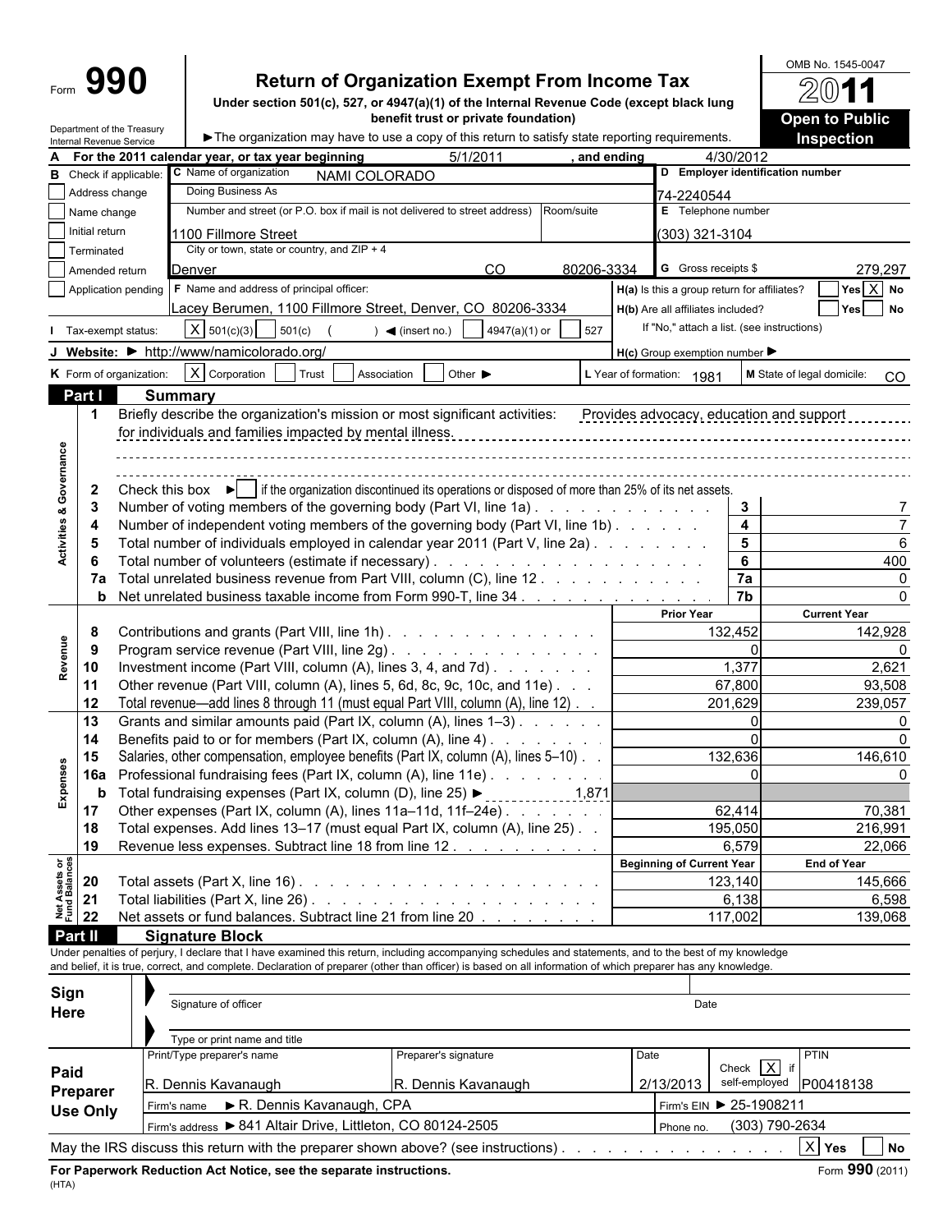Form **990**

# Return of Organization Exempt From Income Tax

**Under section 501(c), 527, or 4947(a)(1) of the Internal Revenue Code (except black lung benefit trust or private foundation)**

Department of the Treasury
Internal Revenue Service

► The organization may have to use a copy of this return to satisfy state reporting requirements.

OMB No. 1545-0047

**2011**

**Open to Public Inspection**

**A** For the 2011 calendar year, or tax year beginning 5/1/2011, and ending 4/30/2012

**B** Check if applicable:
- Address change
- Name change
- Initial return
- Terminated
- Amended return
- Application pending

**C** Name of organization: NAMI COLORADO

Doing Business As

Number and street (or P.O. box if mail is not delivered to street address): 1100 Fillmore Street | Room/suite

City or town, state or country, and ZIP + 4: Denver CO 80206-3334

**D** Employer identification number: 74-2240544

**E** Telephone number: (303) 321-3104

**G** Gross receipts $ 279,297

**F** Name and address of principal officer: Lacey Berumen, 1100 Fillmore Street, Denver, CO 80206-3334

**H(a)** Is this a group return for affiliates? Yes [X] No

**H(b)** Are all affiliates included? Yes No

If "No," attach a list. (see instructions)

**I** Tax-exempt status: [X] 501(c)(3) 501(c) ( ) ◄ (insert no.) 4947(a)(1) or 527

**J** Website: ► http://www/namicolorado.org/

**H(c)** Group exemption number ►

**K** Form of organization: [X] Corporation Trust Association Other ►

**L** Year of formation: 1981

**M** State of legal domicile: CO

## Part I Summary

**Activities & Governance**

1 Briefly describe the organization's mission or most significant activities: Provides advocacy, education and support for individuals and families impacted by mental illness.

2 Check this box ► [ ] if the organization discontinued its operations or disposed of more than 25% of its net assets.

| | | | |
|---|---|---|---|
| 3 | Number of voting members of the governing body (Part VI, line 1a) | 3 | 7 |
| 4 | Number of independent voting members of the governing body (Part VI, line 1b) | 4 | 7 |
| 5 | Total number of individuals employed in calendar year 2011 (Part V, line 2a) | 5 | 6 |
| 6 | Total number of volunteers (estimate if necessary) | 6 | 400 |
| 7a | Total unrelated business revenue from Part VIII, column (C), line 12 | 7a | 0 |
| b | Net unrelated business taxable income from Form 990-T, line 34 | 7b | 0 |

| | | | Prior Year | Current Year |
|---|---|---|---|---|
| **Revenue** | 8 | Contributions and grants (Part VIII, line 1h) | 132,452 | 142,928 |
| | 9 | Program service revenue (Part VIII, line 2g) | 0 | 0 |
| | 10 | Investment income (Part VIII, column (A), lines 3, 4, and 7d) | 1,377 | 2,621 |
| | 11 | Other revenue (Part VIII, column (A), lines 5, 6d, 8c, 9c, 10c, and 11e) | 67,800 | 93,508 |
| | 12 | Total revenue—add lines 8 through 11 (must equal Part VIII, column (A), line 12) | 201,629 | 239,057 |
| **Expenses** | 13 | Grants and similar amounts paid (Part IX, column (A), lines 1–3) | 0 | 0 |
| | 14 | Benefits paid to or for members (Part IX, column (A), line 4) | 0 | 0 |
| | 15 | Salaries, other compensation, employee benefits (Part IX, column (A), lines 5–10) | 132,636 | 146,610 |
| | 16a | Professional fundraising fees (Part IX, column (A), line 11e) | 0 | 0 |
| | b | Total fundraising expenses (Part IX, column (D), line 25) ► 1,871 | | |
| | 17 | Other expenses (Part IX, column (A), lines 11a–11d, 11f–24e) | 62,414 | 70,381 |
| | 18 | Total expenses. Add lines 13–17 (must equal Part IX, column (A), line 25) | 195,050 | 216,991 |
| | 19 | Revenue less expenses. Subtract line 18 from line 12 | 6,579 | 22,066 |
| | | | **Beginning of Current Year** | **End of Year** |
| **Net Assets or Fund Balances** | 20 | Total assets (Part X, line 16) | 123,140 | 145,666 |
| | 21 | Total liabilities (Part X, line 26) | 6,138 | 6,598 |
| | 22 | Net assets or fund balances. Subtract line 21 from line 20 | 117,002 | 139,068 |

## Part II Signature Block

Under penalties of perjury, I declare that I have examined this return, including accompanying schedules and statements, and to the best of my knowledge and belief, it is true, correct, and complete. Declaration of preparer (other than officer) is based on all information of which preparer has any knowledge.

**Sign Here**

Signature of officer | Date

Type or print name and title

**Paid Preparer Use Only**

| Print/Type preparer's name | Preparer's signature | Date | Check [X] if self-employed | PTIN |
|---|---|---|---|---|
| R. Dennis Kavanaugh | R. Dennis Kavanaugh | 2/13/2013 | | P00418138 |

Firm's name ► R. Dennis Kavanaugh, CPA | Firm's EIN ► 25-1908211

Firm's address ► 841 Altair Drive, Littleton, CO 80124-2505 | Phone no. (303) 790-2634

May the IRS discuss this return with the preparer shown above? (see instructions) [X] Yes No

**For Paperwork Reduction Act Notice, see the separate instructions.**

(HTA)

Form **990** (2011)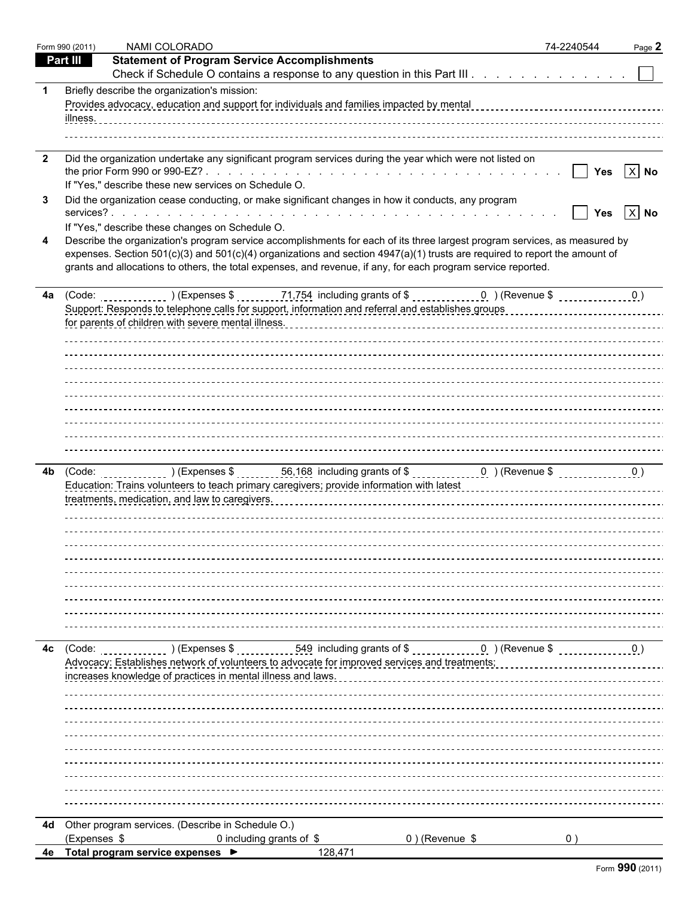Form 990 (2011) NAMI COLORADO 74-2240544

## Part III Statement of Program Service Accomplishments

Check if Schedule O contains a response to any question in this Part III . . . . . . . . . . . . . [ ]

**1** Briefly describe the organization's mission:

Provides advocacy, education and support for individuals and families impacted by mental illness.

**2** Did the organization undertake any significant program services during the year which were not listed on the prior Form 990 or 990-EZ? . . . . . . . . . . . . . . . . . . . . . . . . . . . . . . [ ] Yes [X] No

If "Yes," describe these new services on Schedule O.

**3** Did the organization cease conducting, or make significant changes in how it conducts, any program services? . . . . . . . . . . . . . . . . . . . . . . . . . . . . . . . . . . . . . . . . [ ] Yes [X] No

If "Yes," describe these changes on Schedule O.

**4** Describe the organization's program service accomplishments for each of its three largest program services, as measured by expenses. Section 501(c)(3) and 501(c)(4) organizations and section 4947(a)(1) trusts are required to report the amount of grants and allocations to others, the total expenses, and revenue, if any, for each program service reported.

**4a** (Code: ) (Expenses $ 71,754 including grants of $ 0 ) (Revenue $ 0 )

Support: Responds to telephone calls for support, information and referral and establishes groups for parents of children with severe mental illness.

**4b** (Code: ) (Expenses $ 56,168 including grants of $ 0 ) (Revenue $ 0 )

Education: Trains volunteers to teach primary caregivers; provide information with latest treatments, medication, and law to caregivers.

**4c** (Code: ) (Expenses $ 549 including grants of $ 0 ) (Revenue $ 0 )

Advocacy: Establishes network of volunteers to advocate for improved services and treatments; increases knowledge of practices in mental illness and laws.

**4d** Other program services. (Describe in Schedule O.)

(Expenses $ 0 including grants of $ 0 ) (Revenue $ 0 )

**4e Total program service expenses ►** 128,471

Form **990** (2011)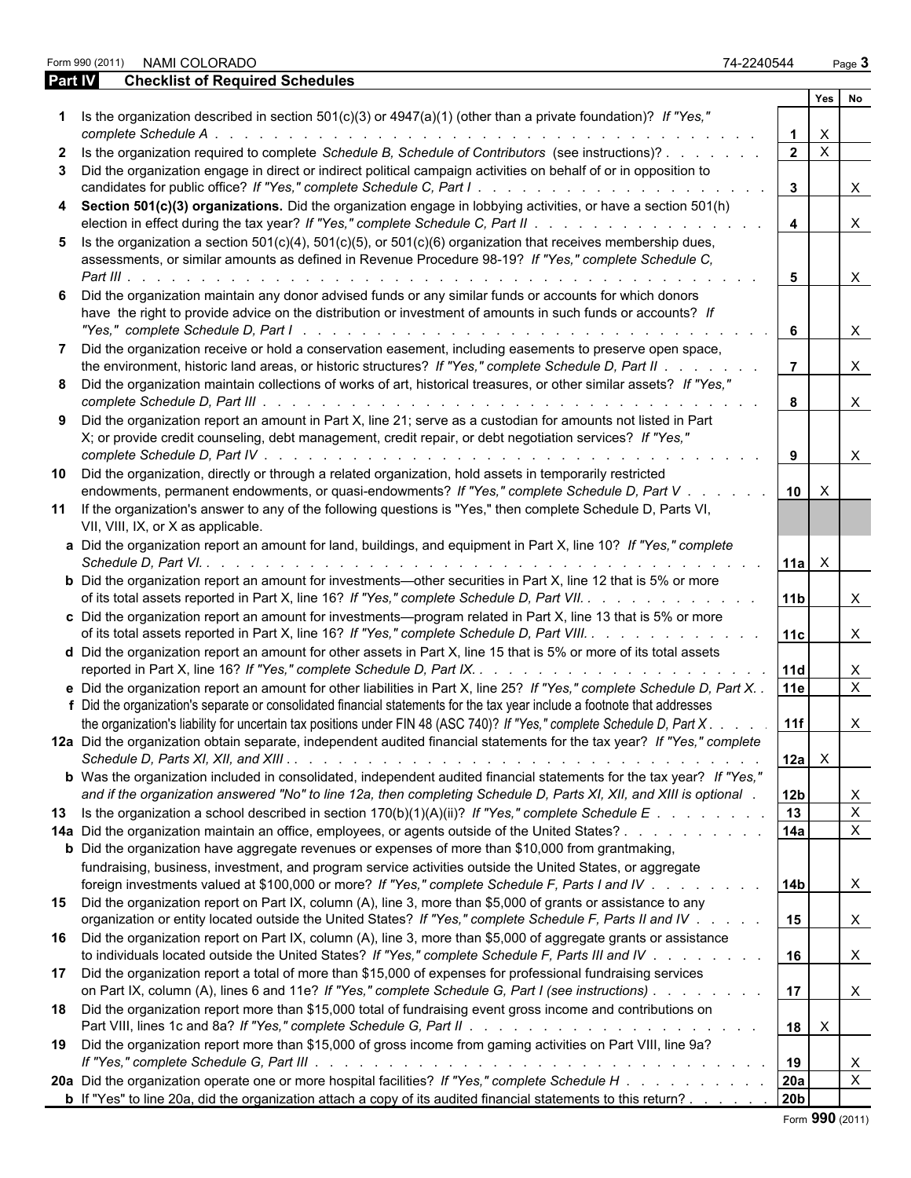Form 990 (2011) NAMI COLORADO 74-2240544

## Part IV Checklist of Required Schedules

| | | | Yes | No |
|---|---|---|---|---|
| **1** | Is the organization described in section 501(c)(3) or 4947(a)(1) (other than a private foundation)? *If "Yes," complete Schedule A* | **1** | X | |
| **2** | Is the organization required to complete *Schedule B, Schedule of Contributors* (see instructions)? | **2** | X | |
| **3** | Did the organization engage in direct or indirect political campaign activities on behalf of or in opposition to candidates for public office? *If "Yes," complete Schedule C, Part I* | **3** | | X |
| **4** | **Section 501(c)(3) organizations.** Did the organization engage in lobbying activities, or have a section 501(h) election in effect during the tax year? *If "Yes," complete Schedule C, Part II* | **4** | | X |
| **5** | Is the organization a section 501(c)(4), 501(c)(5), or 501(c)(6) organization that receives membership dues, assessments, or similar amounts as defined in Revenue Procedure 98-19? *If "Yes," complete Schedule C, Part III* | **5** | | X |
| **6** | Did the organization maintain any donor advised funds or any similar funds or accounts for which donors have the right to provide advice on the distribution or investment of amounts in such funds or accounts? *If "Yes," complete Schedule D, Part I* | **6** | | X |
| **7** | Did the organization receive or hold a conservation easement, including easements to preserve open space, the environment, historic land areas, or historic structures? *If "Yes," complete Schedule D, Part II* | **7** | | X |
| **8** | Did the organization maintain collections of works of art, historical treasures, or other similar assets? *If "Yes," complete Schedule D, Part III* | **8** | | X |
| **9** | Did the organization report an amount in Part X, line 21; serve as a custodian for amounts not listed in Part X; or provide credit counseling, debt management, credit repair, or debt negotiation services? *If "Yes," complete Schedule D, Part IV* | **9** | | X |
| **10** | Did the organization, directly or through a related organization, hold assets in temporarily restricted endowments, permanent endowments, or quasi-endowments? *If "Yes," complete Schedule D, Part V* | **10** | X | |
| **11** | If the organization's answer to any of the following questions is "Yes," then complete Schedule D, Parts VI, VII, VIII, IX, or X as applicable. | | | |
| **a** | Did the organization report an amount for land, buildings, and equipment in Part X, line 10? *If "Yes," complete Schedule D, Part VI.* | **11a** | X | |
| **b** | Did the organization report an amount for investments—other securities in Part X, line 12 that is 5% or more of its total assets reported in Part X, line 16? *If "Yes," complete Schedule D, Part VII.* | **11b** | | X |
| **c** | Did the organization report an amount for investments—program related in Part X, line 13 that is 5% or more of its total assets reported in Part X, line 16? *If "Yes," complete Schedule D, Part VIII.* | **11c** | | X |
| **d** | Did the organization report an amount for other assets in Part X, line 15 that is 5% or more of its total assets reported in Part X, line 16? *If "Yes," complete Schedule D, Part IX.* | **11d** | | X |
| **e** | Did the organization report an amount for other liabilities in Part X, line 25? *If "Yes," complete Schedule D, Part X.* | **11e** | | X |
| **f** | Did the organization's separate or consolidated financial statements for the tax year include a footnote that addresses the organization's liability for uncertain tax positions under FIN 48 (ASC 740)? *If "Yes," complete Schedule D, Part X* | **11f** | | X |
| **12a** | Did the organization obtain separate, independent audited financial statements for the tax year? *If "Yes," complete Schedule D, Parts XI, XII, and XIII* | **12a** | X | |
| **b** | Was the organization included in consolidated, independent audited financial statements for the tax year? *If "Yes," and if the organization answered "No" to line 12a, then completing Schedule D, Parts XI, XII, and XIII is optional* | **12b** | | X |
| **13** | Is the organization a school described in section 170(b)(1)(A)(ii)? *If "Yes," complete Schedule E* | **13** | | X |
| **14a** | Did the organization maintain an office, employees, or agents outside of the United States? | **14a** | | X |
| **b** | Did the organization have aggregate revenues or expenses of more than $10,000 from grantmaking, fundraising, business, investment, and program service activities outside the United States, or aggregate foreign investments valued at $100,000 or more? *If "Yes," complete Schedule F, Parts I and IV* | **14b** | | X |
| **15** | Did the organization report on Part IX, column (A), line 3, more than $5,000 of grants or assistance to any organization or entity located outside the United States? *If "Yes," complete Schedule F, Parts II and IV* | **15** | | X |
| **16** | Did the organization report on Part IX, column (A), line 3, more than $5,000 of aggregate grants or assistance to individuals located outside the United States? *If "Yes," complete Schedule F, Parts III and IV* | **16** | | X |
| **17** | Did the organization report a total of more than $15,000 of expenses for professional fundraising services on Part IX, column (A), lines 6 and 11e? *If "Yes," complete Schedule G, Part I (see instructions)* | **17** | | X |
| **18** | Did the organization report more than $15,000 total of fundraising event gross income and contributions on Part VIII, lines 1c and 8a? *If "Yes," complete Schedule G, Part II* | **18** | X | |
| **19** | Did the organization report more than $15,000 of gross income from gaming activities on Part VIII, line 9a? *If "Yes," complete Schedule G, Part III* | **19** | | X |
| **20a** | Did the organization operate one or more hospital facilities? *If "Yes," complete Schedule H* | **20a** | | X |
| **b** | If "Yes" to line 20a, did the organization attach a copy of its audited financial statements to this return? | **20b** | | |

Form **990** (2011)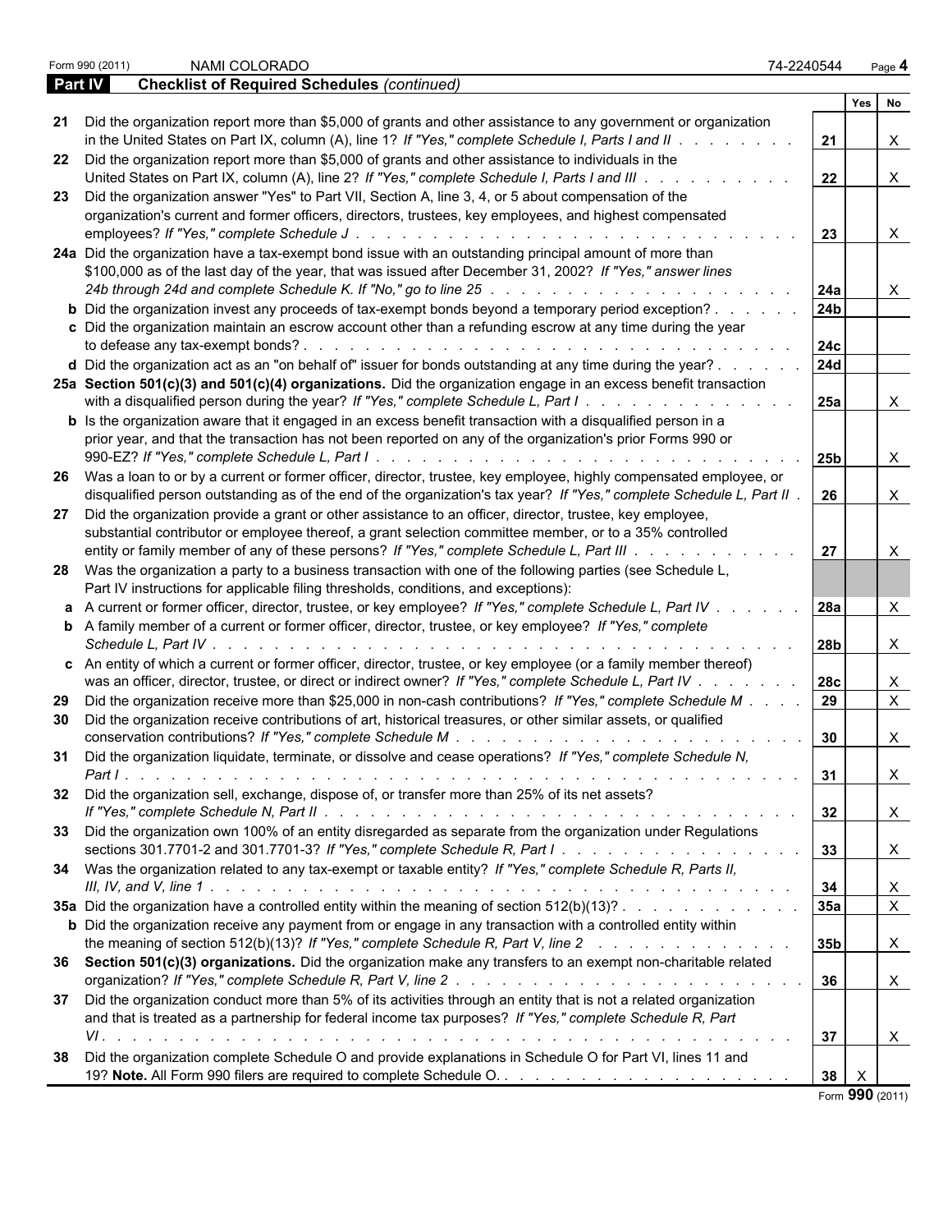Form 990 (2011) NAMI COLORADO 74-2240544

**Part IV** **Checklist of Required Schedules** *(continued)*

| | | | Yes | No |
|---|---|---|---|---|
| **21** | Did the organization report more than $5,000 of grants and other assistance to any government or organization in the United States on Part IX, column (A), line 1? *If "Yes," complete Schedule I, Parts I and II* | 21 | | X |
| **22** | Did the organization report more than $5,000 of grants and other assistance to individuals in the United States on Part IX, column (A), line 2? *If "Yes," complete Schedule I, Parts I and III* | 22 | | X |
| **23** | Did the organization answer "Yes" to Part VII, Section A, line 3, 4, or 5 about compensation of the organization's current and former officers, directors, trustees, key employees, and highest compensated employees? *If "Yes," complete Schedule J* | 23 | | X |
| **24a** | Did the organization have a tax-exempt bond issue with an outstanding principal amount of more than $100,000 as of the last day of the year, that was issued after December 31, 2002? *If "Yes," answer lines 24b through 24d and complete Schedule K. If "No," go to line 25* | 24a | | X |
| **b** | Did the organization invest any proceeds of tax-exempt bonds beyond a temporary period exception? | 24b | | |
| **c** | Did the organization maintain an escrow account other than a refunding escrow at any time during the year to defease any tax-exempt bonds? | 24c | | |
| **d** | Did the organization act as an "on behalf of" issuer for bonds outstanding at any time during the year? | 24d | | |
| **25a** | **Section 501(c)(3) and 501(c)(4) organizations.** Did the organization engage in an excess benefit transaction with a disqualified person during the year? *If "Yes," complete Schedule L, Part I* | 25a | | X |
| **b** | Is the organization aware that it engaged in an excess benefit transaction with a disqualified person in a prior year, and that the transaction has not been reported on any of the organization's prior Forms 990 or 990-EZ? *If "Yes," complete Schedule L, Part I* | 25b | | X |
| **26** | Was a loan to or by a current or former officer, director, trustee, key employee, highly compensated employee, or disqualified person outstanding as of the end of the organization's tax year? *If "Yes," complete Schedule L, Part II* | 26 | | X |
| **27** | Did the organization provide a grant or other assistance to an officer, director, trustee, key employee, substantial contributor or employee thereof, a grant selection committee member, or to a 35% controlled entity or family member of any of these persons? *If "Yes," complete Schedule L, Part III* | 27 | | X |
| **28** | Was the organization a party to a business transaction with one of the following parties (see Schedule L, Part IV instructions for applicable filing thresholds, conditions, and exceptions): | | | |
| **a** | A current or former officer, director, trustee, or key employee? *If "Yes," complete Schedule L, Part IV* | 28a | | X |
| **b** | A family member of a current or former officer, director, trustee, or key employee? *If "Yes," complete Schedule L, Part IV* | 28b | | X |
| **c** | An entity of which a current or former officer, director, trustee, or key employee (or a family member thereof) was an officer, director, trustee, or direct or indirect owner? *If "Yes," complete Schedule L, Part IV* | 28c | | X |
| **29** | Did the organization receive more than $25,000 in non-cash contributions? *If "Yes," complete Schedule M* | 29 | | X |
| **30** | Did the organization receive contributions of art, historical treasures, or other similar assets, or qualified conservation contributions? *If "Yes," complete Schedule M* | 30 | | X |
| **31** | Did the organization liquidate, terminate, or dissolve and cease operations? *If "Yes," complete Schedule N, Part I* | 31 | | X |
| **32** | Did the organization sell, exchange, dispose of, or transfer more than 25% of its net assets? *If "Yes," complete Schedule N, Part II* | 32 | | X |
| **33** | Did the organization own 100% of an entity disregarded as separate from the organization under Regulations sections 301.7701-2 and 301.7701-3? *If "Yes," complete Schedule R, Part I* | 33 | | X |
| **34** | Was the organization related to any tax-exempt or taxable entity? *If "Yes," complete Schedule R, Parts II, III, IV, and V, line 1* | 34 | | X |
| **35a** | Did the organization have a controlled entity within the meaning of section 512(b)(13)? | 35a | | X |
| **b** | Did the organization receive any payment from or engage in any transaction with a controlled entity within the meaning of section 512(b)(13)? *If "Yes," complete Schedule R, Part V, line 2* | 35b | | X |
| **36** | **Section 501(c)(3) organizations.** Did the organization make any transfers to an exempt non-charitable related organization? *If "Yes," complete Schedule R, Part V, line 2* | 36 | | X |
| **37** | Did the organization conduct more than 5% of its activities through an entity that is not a related organization and that is treated as a partnership for federal income tax purposes? *If "Yes," complete Schedule R, Part VI* | 37 | | X |
| **38** | Did the organization complete Schedule O and provide explanations in Schedule O for Part VI, lines 11 and 19? **Note.** All Form 990 filers are required to complete Schedule O. | 38 | X | |

Form **990** (2011)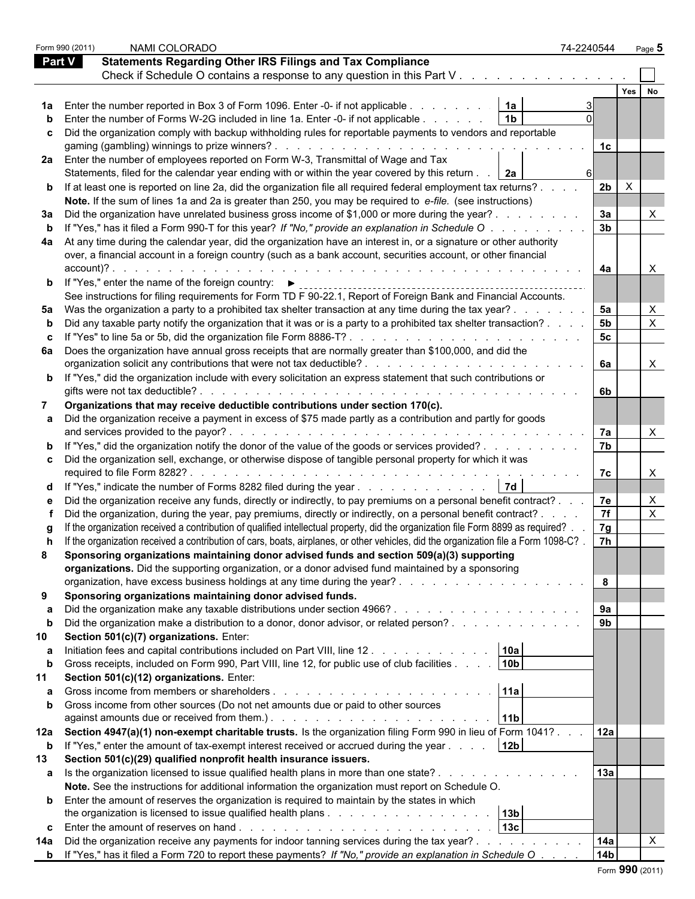Form 990 (2011) NAMI COLORADO 74-2240544

## Part V Statements Regarding Other IRS Filings and Tax Compliance

Check if Schedule O contains a response to any question in this Part V . . . . . . . . . . . . . . ☐

| | | | | Line | Yes | No |
|---|---|---|---|---|---|---|
| **1a** | Enter the number reported in Box 3 of Form 1096. Enter -0- if not applicable . . . . . . . . | 1a | 3 | | | |
| **b** | Enter the number of Forms W-2G included in line 1a. Enter -0- if not applicable . . . . . . | 1b | 0 | | | |
| **c** | Did the organization comply with backup withholding rules for reportable payments to vendors and reportable gaming (gambling) winnings to prize winners? . . . . . . . . . . . . . . . . . . . . . . . . . . . . . | | | 1c | | |
| **2a** | Enter the number of employees reported on Form W-3, Transmittal of Wage and Tax Statements, filed for the calendar year ending with or within the year covered by this return . . | 2a | 6 | | | |
| **b** | If at least one is reported on line 2a, did the organization file all required federal employment tax returns? . . . . | | | 2b | X | |
| | **Note.** If the sum of lines 1a and 2a is greater than 250, you may be required to *e-file.* (see instructions) | | | | | |
| **3a** | Did the organization have unrelated business gross income of $1,000 or more during the year? . . . . . . . . | | | 3a | | X |
| **b** | If "Yes," has it filed a Form 990-T for this year? *If "No," provide an explanation in Schedule O* . . . . . . . . . | | | 3b | | |
| **4a** | At any time during the calendar year, did the organization have an interest in, or a signature or other authority over, a financial account in a foreign country (such as a bank account, securities account, or other financial account)? . . . . . . . . . . . . . . . . . . . . . . . . . . . . . . . . . . . . . . . . . | | | 4a | | X |
| **b** | If "Yes," enter the name of the foreign country: ► | | | | | |
| | See instructions for filing requirements for Form TD F 90-22.1, Report of Foreign Bank and Financial Accounts. | | | | | |
| **5a** | Was the organization a party to a prohibited tax shelter transaction at any time during the tax year? . . . . . . . | | | 5a | | X |
| **b** | Did any taxable party notify the organization that it was or is a party to a prohibited tax shelter transaction? . . . . | | | 5b | | X |
| **c** | If "Yes" to line 5a or 5b, did the organization file Form 8886-T? . . . . . . . . . . . . . . . . . . . . . . | | | 5c | | |
| **6a** | Does the organization have annual gross receipts that are normally greater than $100,000, and did the organization solicit any contributions that were not tax deductible? . . . . . . . . . . . . . . . . . . . . . | | | 6a | | X |
| **b** | If "Yes," did the organization include with every solicitation an express statement that such contributions or gifts were not tax deductible? . . . . . . . . . . . . . . . . . . . . . . . . . . . . . . . . . . | | | 6b | | |
| **7** | **Organizations that may receive deductible contributions under section 170(c).** | | | | | |
| **a** | Did the organization receive a payment in excess of $75 made partly as a contribution and partly for goods and services provided to the payor? . . . . . . . . . . . . . . . . . . . . . . . . . . . . . . . | | | 7a | | X |
| **b** | If "Yes," did the organization notify the donor of the value of the goods or services provided? . . . . . . . . . | | | 7b | | |
| **c** | Did the organization sell, exchange, or otherwise dispose of tangible personal property for which it was required to file Form 8282? . . . . . . . . . . . . . . . . . . . . . . . . . . . . . . . . . . . . . | | | 7c | | X |
| **d** | If "Yes," indicate the number of Forms 8282 filed during the year . . . . . . . . . . . . . | 7d | | | | |
| **e** | Did the organization receive any funds, directly or indirectly, to pay premiums on a personal benefit contract? . . . | | | 7e | | X |
| **f** | Did the organization, during the year, pay premiums, directly or indirectly, on a personal benefit contract? . . . . | | | 7f | | X |
| **g** | If the organization received a contribution of qualified intellectual property, did the organization file Form 8899 as required? . . | | | 7g | | |
| **h** | If the organization received a contribution of cars, boats, airplanes, or other vehicles, did the organization file a Form 1098-C? . | | | 7h | | |
| **8** | **Sponsoring organizations maintaining donor advised funds and section 509(a)(3) supporting organizations.** Did the supporting organization, or a donor advised fund maintained by a sponsoring organization, have excess business holdings at any time during the year? . . . . . . . . . . . . . . . . . . | | | 8 | | |
| **9** | **Sponsoring organizations maintaining donor advised funds.** | | | | | |
| **a** | Did the organization make any taxable distributions under section 4966? . . . . . . . . . . . . . . . . . . | | | 9a | | |
| **b** | Did the organization make a distribution to a donor, donor advisor, or related person? . . . . . . . . . . . . | | | 9b | | |
| **10** | **Section 501(c)(7) organizations.** Enter: | | | | | |
| **a** | Initiation fees and capital contributions included on Part VIII, line 12 . . . . . . . . . . . . | 10a | | | | |
| **b** | Gross receipts, included on Form 990, Part VIII, line 12, for public use of club facilities . . . . | 10b | | | | |
| **11** | **Section 501(c)(12) organizations.** Enter: | | | | | |
| **a** | Gross income from members or shareholders . . . . . . . . . . . . . . . . . . . . . . | 11a | | | | |
| **b** | Gross income from other sources (Do not net amounts due or paid to other sources against amounts due or received from them.) . . . . . . . . . . . . . . . . . . . . . . . | 11b | | | | |
| **12a** | **Section 4947(a)(1) non-exempt charitable trusts.** Is the organization filing Form 990 in lieu of Form 1041? . . . | | | 12a | | |
| **b** | If "Yes," enter the amount of tax-exempt interest received or accrued during the year . . . . | 12b | | | | |
| **13** | **Section 501(c)(29) qualified nonprofit health insurance issuers.** | | | | | |
| **a** | Is the organization licensed to issue qualified health plans in more than one state? . . . . . . . . . . . . . . | | | 13a | | |
| | **Note.** See the instructions for additional information the organization must report on Schedule O. | | | | | |
| **b** | Enter the amount of reserves the organization is required to maintain by the states in which the organization is licensed to issue qualified health plans . . . . . . . . . . . . . . . . . | 13b | | | | |
| **c** | Enter the amount of reserves on hand . . . . . . . . . . . . . . . . . . . . . . . . . . | 13c | | | | |
| **14a** | Did the organization receive any payments for indoor tanning services during the tax year? . . . . . . . . . . . | | | 14a | | X |
| **b** | If "Yes," has it filed a Form 720 to report these payments? *If "No," provide an explanation in Schedule O* . . . . | | | 14b | | |

Form **990** (2011)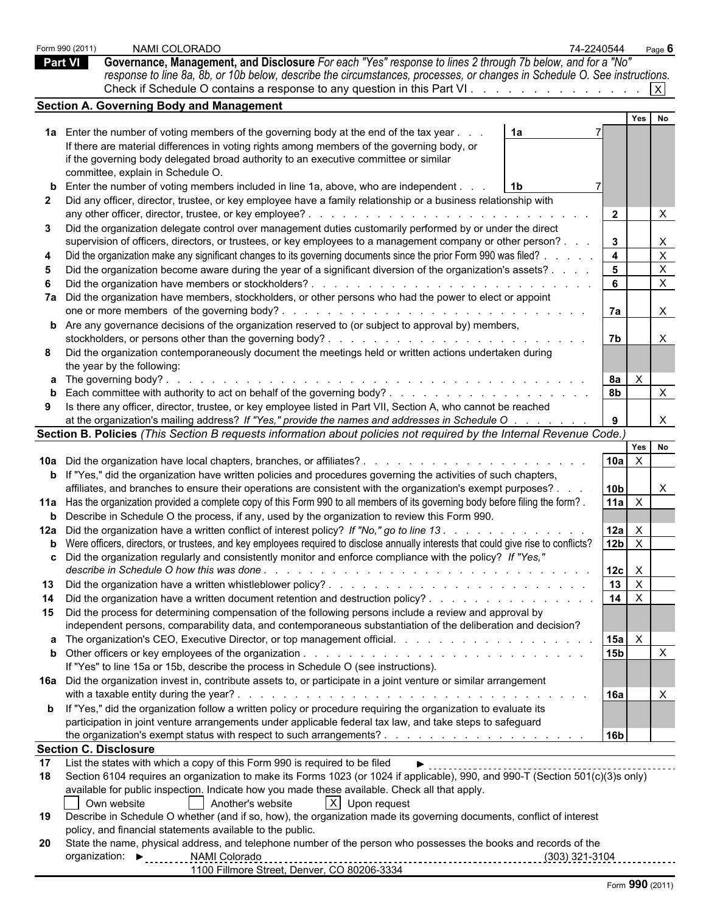Form 990 (2011) NAMI COLORADO 74-2240544 Page **6**

## Part VI Governance, Management, and Disclosure

*For each "Yes" response to lines 2 through 7b below, and for a "No" response to line 8a, 8b, or 10b below, describe the circumstances, processes, or changes in Schedule O. See instructions.*

Check if Schedule O contains a response to any question in this Part VI . . . . . . [X]

### Section A. Governing Body and Management

| | | | Yes | No |
|---|---|---|---|---|
| **1a** | Enter the number of voting members of the governing body at the end of the tax year . . . **1a** 7<br>If there are material differences in voting rights among members of the governing body, or if the governing body delegated broad authority to an executive committee or similar committee, explain in Schedule O. | | | |
| **b** | Enter the number of voting members included in line 1a, above, who are independent . . . **1b** 7 | | | |
| **2** | Did any officer, director, trustee, or key employee have a family relationship or a business relationship with any other officer, director, trustee, or key employee? | 2 | | X |
| **3** | Did the organization delegate control over management duties customarily performed by or under the direct supervision of officers, directors, or trustees, or key employees to a management company or other person? | 3 | | X |
| **4** | Did the organization make any significant changes to its governing documents since the prior Form 990 was filed? | 4 | | X |
| **5** | Did the organization become aware during the year of a significant diversion of the organization's assets? | 5 | | X |
| **6** | Did the organization have members or stockholders? | 6 | | X |
| **7a** | Did the organization have members, stockholders, or other persons who had the power to elect or appoint one or more members of the governing body? | 7a | | X |
| **b** | Are any governance decisions of the organization reserved to (or subject to approval by) members, stockholders, or persons other than the governing body? | 7b | | X |
| **8** | Did the organization contemporaneously document the meetings held or written actions undertaken during the year by the following: | | | |
| **a** | The governing body? | 8a | X | |
| **b** | Each committee with authority to act on behalf of the governing body? | 8b | | X |
| **9** | Is there any officer, director, trustee, or key employee listed in Part VII, Section A, who cannot be reached at the organization's mailing address? *If "Yes," provide the names and addresses in Schedule O* | 9 | | X |

### Section B. Policies *(This Section B requests information about policies not required by the Internal Revenue Code.)*

| | | | Yes | No |
|---|---|---|---|---|
| **10a** | Did the organization have local chapters, branches, or affiliates? | 10a | X | |
| **b** | If "Yes," did the organization have written policies and procedures governing the activities of such chapters, affiliates, and branches to ensure their operations are consistent with the organization's exempt purposes? | 10b | | X |
| **11a** | Has the organization provided a complete copy of this Form 990 to all members of its governing body before filing the form? | 11a | X | |
| **b** | Describe in Schedule O the process, if any, used by the organization to review this Form 990. | | | |
| **12a** | Did the organization have a written conflict of interest policy? *If "No," go to line 13* | 12a | X | |
| **b** | Were officers, directors, or trustees, and key employees required to disclose annually interests that could give rise to conflicts? | 12b | X | |
| **c** | Did the organization regularly and consistently monitor and enforce compliance with the policy? *If "Yes," describe in Schedule O how this was done* | 12c | X | |
| **13** | Did the organization have a written whistleblower policy? | 13 | X | |
| **14** | Did the organization have a written document retention and destruction policy? | 14 | X | |
| **15** | Did the process for determining compensation of the following persons include a review and approval by independent persons, comparability data, and contemporaneous substantiation of the deliberation and decision? | | | |
| **a** | The organization's CEO, Executive Director, or top management official. | 15a | X | |
| **b** | Other officers or key employees of the organization<br>If "Yes" to line 15a or 15b, describe the process in Schedule O (see instructions). | 15b | | X |
| **16a** | Did the organization invest in, contribute assets to, or participate in a joint venture or similar arrangement with a taxable entity during the year? | 16a | | X |
| **b** | If "Yes," did the organization follow a written policy or procedure requiring the organization to evaluate its participation in joint venture arrangements under applicable federal tax law, and take steps to safeguard the organization's exempt status with respect to such arrangements? | 16b | | |

### Section C. Disclosure

**17** List the states with which a copy of this Form 990 is required to be filed ►

**18** Section 6104 requires an organization to make its Forms 1023 (or 1024 if applicable), 990, and 990-T (Section 501(c)(3)s only) available for public inspection. Indicate how you made these available. Check all that apply.

[ ] Own website [ ] Another's website [X] Upon request

**19** Describe in Schedule O whether (and if so, how), the organization made its governing documents, conflict of interest policy, and financial statements available to the public.

**20** State the name, physical address, and telephone number of the person who possesses the books and records of the organization: ► NAMI Colorado (303) 321-3104
1100 Fillmore Street, Denver, CO 80206-3334

Form **990** (2011)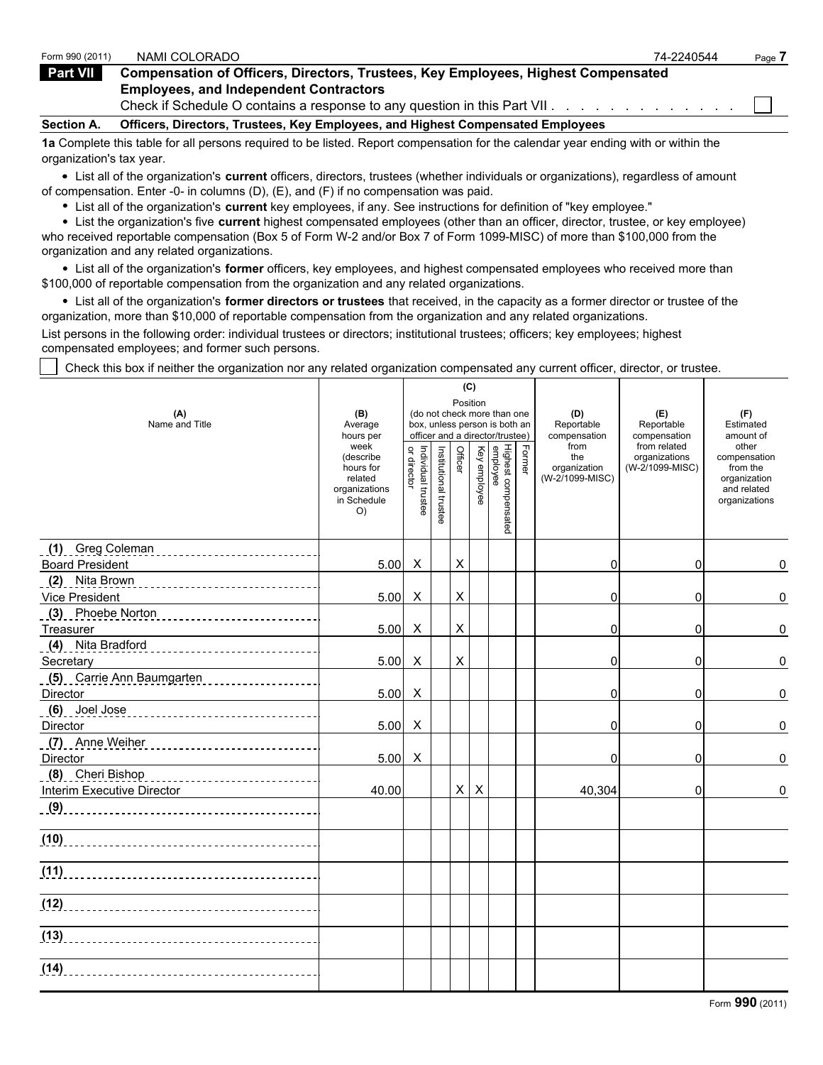Form 990 (2011) NAMI COLORADO 74-2240544

## Part VII Compensation of Officers, Directors, Trustees, Key Employees, Highest Compensated Employees, and Independent Contractors

Check if Schedule O contains a response to any question in this Part VII . . . . . . . . . . . . . . ☐

### Section A. Officers, Directors, Trustees, Key Employees, and Highest Compensated Employees

**1a** Complete this table for all persons required to be listed. Report compensation for the calendar year ending with or within the organization's tax year.

- List all of the organization's **current** officers, directors, trustees (whether individuals or organizations), regardless of amount of compensation. Enter -0- in columns (D), (E), and (F) if no compensation was paid.
- List all of the organization's **current** key employees, if any. See instructions for definition of "key employee."
- List the organization's five **current** highest compensated employees (other than an officer, director, trustee, or key employee) who received reportable compensation (Box 5 of Form W-2 and/or Box 7 of Form 1099-MISC) of more than $100,000 from the organization and any related organizations.
- List all of the organization's **former** officers, key employees, and highest compensated employees who received more than $100,000 of reportable compensation from the organization and any related organizations.
- List all of the organization's **former directors or trustees** that received, in the capacity as a former director or trustee of the organization, more than $10,000 of reportable compensation from the organization and any related organizations.

List persons in the following order: individual trustees or directors; institutional trustees; officers; key employees; highest compensated employees; and former such persons.

☐ Check this box if neither the organization nor any related organization compensated any current officer, director, or trustee.

| (A) Name and Title | (B) Average hours per week (describe hours for related organizations in Schedule O) | (C) Position (do not check more than one box, unless person is both an officer and a director/trustee): Individual trustee or director | Institutional trustee | Officer | Key employee | Highest compensated employee | Former | (D) Reportable compensation from the organization (W-2/1099-MISC) | (E) Reportable compensation from related organizations (W-2/1099-MISC) | (F) Estimated amount of other compensation from the organization and related organizations |
|---|---|---|---|---|---|---|---|---|---|---|
| (1) Greg Coleman<br>Board President | 5.00 | X | | X | | | | 0 | 0 | 0 |
| (2) Nita Brown<br>Vice President | 5.00 | X | | X | | | | 0 | 0 | 0 |
| (3) Phoebe Norton<br>Treasurer | 5.00 | X | | X | | | | 0 | 0 | 0 |
| (4) Nita Bradford<br>Secretary | 5.00 | X | | X | | | | 0 | 0 | 0 |
| (5) Carrie Ann Baumgarten<br>Director | 5.00 | X | | | | | | 0 | 0 | 0 |
| (6) Joel Jose<br>Director | 5.00 | X | | | | | | 0 | 0 | 0 |
| (7) Anne Weiher<br>Director | 5.00 | X | | | | | | 0 | 0 | 0 |
| (8) Cheri Bishop<br>Interim Executive Director | 40.00 | | | X | X | | | 40,304 | 0 | 0 |
| (9) | | | | | | | | | | |
| (10) | | | | | | | | | | |
| (11) | | | | | | | | | | |
| (12) | | | | | | | | | | |
| (13) | | | | | | | | | | |
| (14) | | | | | | | | | | |

Form **990** (2011)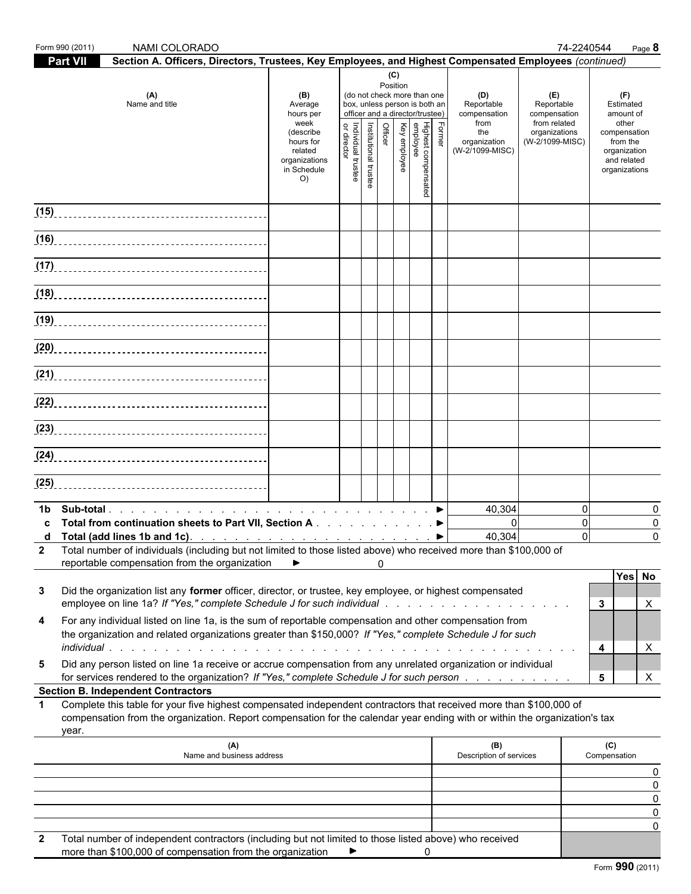Form 990 (2011) NAMI COLORADO 74-2240544

**Part VII** **Section A. Officers, Directors, Trustees, Key Employees, and Highest Compensated Employees** *(continued)*

| (A) Name and title | (B) Average hours per week (describe hours for related organizations in Schedule O) | (C) Position (do not check more than one box, unless person is both an officer and a director/trustee) Individual trustee or director | Institutional trustee | Officer | Key employee | Highest compensated employee | Former | (D) Reportable compensation from the organization (W-2/1099-MISC) | (E) Reportable compensation from related organizations (W-2/1099-MISC) | (F) Estimated amount of other compensation from the organization and related organizations |
|---|---|---|---|---|---|---|---|---|---|---|
| (15) | | | | | | | | | | |
| (16) | | | | | | | | | | |
| (17) | | | | | | | | | | |
| (18) | | | | | | | | | | |
| (19) | | | | | | | | | | |
| (20) | | | | | | | | | | |
| (21) | | | | | | | | | | |
| (22) | | | | | | | | | | |
| (23) | | | | | | | | | | |
| (24) | | | | | | | | | | |
| (25) | | | | | | | | | | |

| | | (D) | (E) | (F) |
|---|---|---|---|---|
| **1b** | **Sub-total** ► | 40,304 | 0 | 0 |
| **c** | **Total from continuation sheets to Part VII, Section A** ► | 0 | 0 | 0 |
| **d** | **Total (add lines 1b and 1c)** ► | 40,304 | 0 | 0 |

**2** Total number of individuals (including but not limited to those listed above) who received more than $100,000 of reportable compensation from the organization ► 0

| | | | Yes | No |
|---|---|---|---|---|
| **3** | Did the organization list any **former** officer, director, or trustee, key employee, or highest compensated employee on line 1a? *If "Yes," complete Schedule J for such individual* | 3 | | X |
| **4** | For any individual listed on line 1a, is the sum of reportable compensation and other compensation from the organization and related organizations greater than $150,000? *If "Yes," complete Schedule J for such individual* | 4 | | X |
| **5** | Did any person listed on line 1a receive or accrue compensation from any unrelated organization or individual for services rendered to the organization? *If "Yes," complete Schedule J for such person* | 5 | | X |

**Section B. Independent Contractors**

**1** Complete this table for your five highest compensated independent contractors that received more than $100,000 of compensation from the organization. Report compensation for the calendar year ending with or within the organization's tax year.

| (A) Name and business address | (B) Description of services | (C) Compensation |
|---|---|---|
| | | 0 |
| | | 0 |
| | | 0 |
| | | 0 |
| | | 0 |

**2** Total number of independent contractors (including but not limited to those listed above) who received more than $100,000 of compensation from the organization ► 0

Form **990** (2011)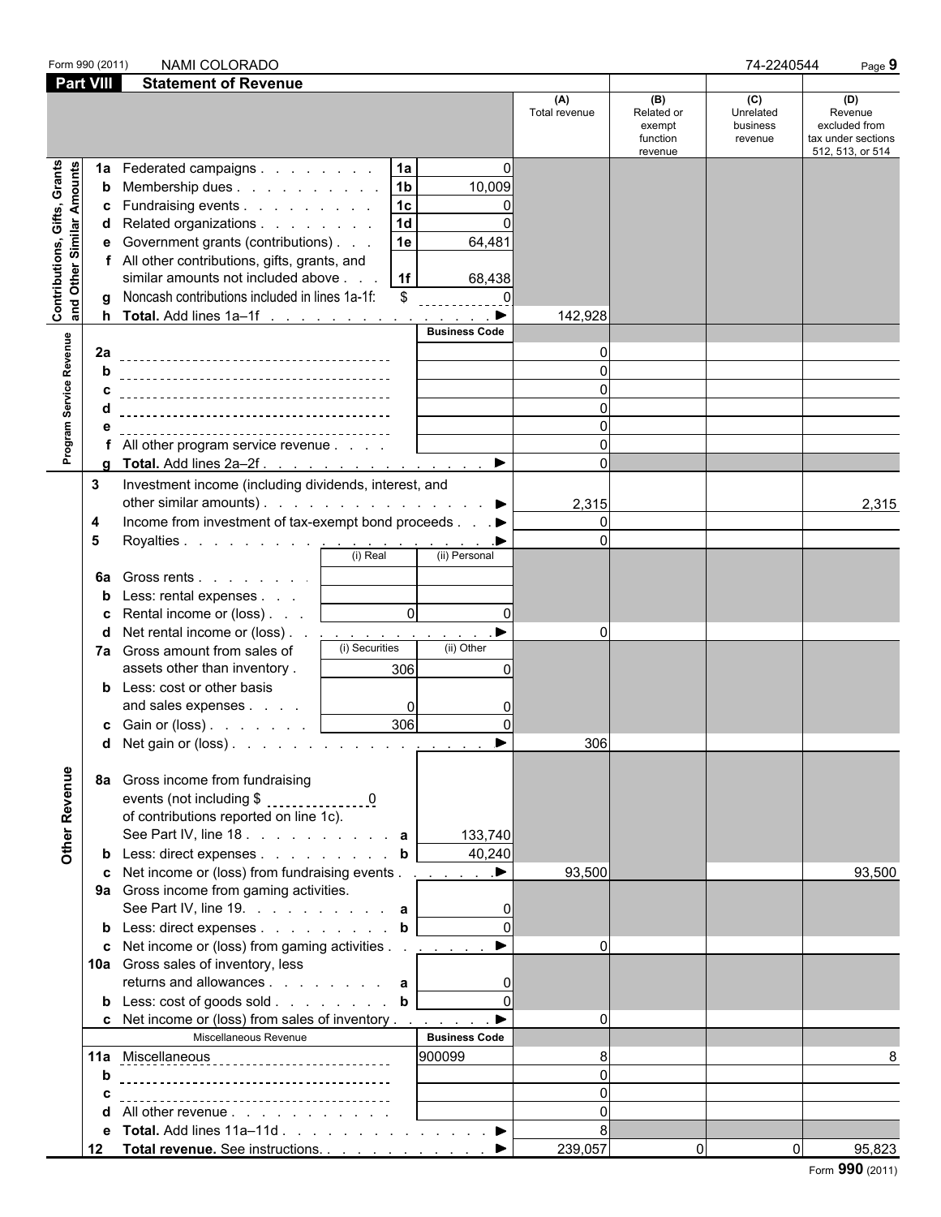Form 990 (2011) NAMI COLORADO 74-2240544

## Part VIII Statement of Revenue

| | | | | (A) Total revenue | (B) Related or exempt function revenue | (C) Unrelated business revenue | (D) Revenue excluded from tax under sections 512, 513, or 514 |
|---|---|---|---|---|---|---|---|
| **Contributions, Gifts, Grants and Other Similar Amounts** | 1a Federated campaigns | 1a | 0 | | | | |
| | b Membership dues | 1b | 10,009 | | | | |
| | c Fundraising events | 1c | 0 | | | | |
| | d Related organizations | 1d | 0 | | | | |
| | e Government grants (contributions) | 1e | 64,481 | | | | |
| | f All other contributions, gifts, grants, and similar amounts not included above | 1f | 68,438 | | | | |
| | g Noncash contributions included in lines 1a-1f: $ | | 0 | | | | |
| | h **Total.** Add lines 1a–1f ▶ | | | 142,928 | | | |
| **Program Service Revenue** | | | Business Code | | | | |
| | 2a | | | 0 | | | |
| | b | | | 0 | | | |
| | c | | | 0 | | | |
| | d | | | 0 | | | |
| | e | | | 0 | | | |
| | f All other program service revenue | | | 0 | | | |
| | g **Total.** Add lines 2a–2f ▶ | | | 0 | | | |
| | 3 Investment income (including dividends, interest, and other similar amounts) ▶ | | | 2,315 | | | 2,315 |
| | 4 Income from investment of tax-exempt bond proceeds ▶ | | | 0 | | | |
| | 5 Royalties ▶ | | | 0 | | | |
| | | (i) Real | (ii) Personal | | | | |
| | 6a Gross rents | | | | | | |
| | b Less: rental expenses | | | | | | |
| | c Rental income or (loss) | 0 | 0 | | | | |
| | d Net rental income or (loss) ▶ | | | 0 | | | |
| | 7a Gross amount from sales of assets other than inventory | (i) Securities 306 | (ii) Other 0 | | | | |
| | b Less: cost or other basis and sales expenses | 0 | 0 | | | | |
| | c Gain or (loss) | 306 | 0 | | | | |
| | d Net gain or (loss) ▶ | | | 306 | | | |
| **Other Revenue** | 8a Gross income from fundraising events (not including $ 0 of contributions reported on line 1c). See Part IV, line 18 | a | 133,740 | | | | |
| | b Less: direct expenses | b | 40,240 | | | | |
| | c Net income or (loss) from fundraising events ▶ | | | 93,500 | | | 93,500 |
| | 9a Gross income from gaming activities. See Part IV, line 19. | a | 0 | | | | |
| | b Less: direct expenses | b | 0 | | | | |
| | c Net income or (loss) from gaming activities ▶ | | | 0 | | | |
| | 10a Gross sales of inventory, less returns and allowances | a | 0 | | | | |
| | b Less: cost of goods sold | b | 0 | | | | |
| | c Net income or (loss) from sales of inventory ▶ | | | 0 | | | |
| | Miscellaneous Revenue | | Business Code | | | | |
| | 11a Miscellaneous | | 900099 | 8 | | | 8 |
| | b | | | 0 | | | |
| | c | | | 0 | | | |
| | d All other revenue | | | 0 | | | |
| | e **Total.** Add lines 11a–11d ▶ | | | 8 | | | |
| | 12 **Total revenue.** See instructions. ▶ | | | 239,057 | 0 | 0 | 95,823 |

Form **990** (2011)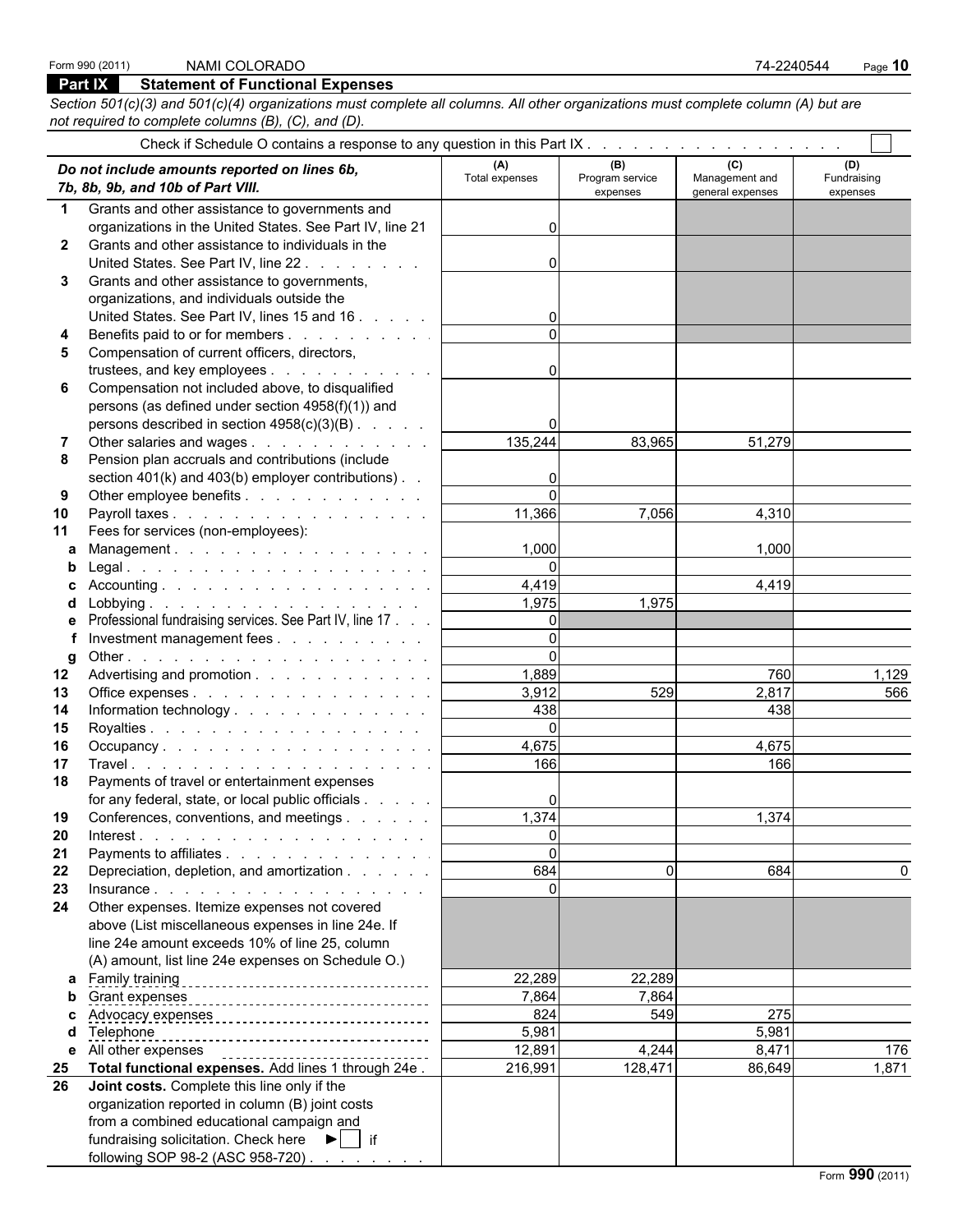Form 990 (2011) NAMI COLORADO 74-2240544

## Part IX Statement of Functional Expenses

*Section 501(c)(3) and 501(c)(4) organizations must complete all columns. All other organizations must complete column (A) but are not required to complete columns (B), (C), and (D).*

Check if Schedule O contains a response to any question in this Part IX . . . . . . . . . . . . . . . . . . . ☐

| | ***Do not include amounts reported on lines 6b, 7b, 8b, 9b, and 10b of Part VIII.*** | (A) Total expenses | (B) Program service expenses | (C) Management and general expenses | (D) Fundraising expenses |
|---|---|---|---|---|---|
| 1 | Grants and other assistance to governments and organizations in the United States. See Part IV, line 21 | 0 | | | |
| 2 | Grants and other assistance to individuals in the United States. See Part IV, line 22 | 0 | | | |
| 3 | Grants and other assistance to governments, organizations, and individuals outside the United States. See Part IV, lines 15 and 16 | 0 | | | |
| 4 | Benefits paid to or for members | 0 | | | |
| 5 | Compensation of current officers, directors, trustees, and key employees | 0 | | | |
| 6 | Compensation not included above, to disqualified persons (as defined under section 4958(f)(1)) and persons described in section 4958(c)(3)(B) | 0 | | | |
| 7 | Other salaries and wages | 135,244 | 83,965 | 51,279 | |
| 8 | Pension plan accruals and contributions (include section 401(k) and 403(b) employer contributions) | 0 | | | |
| 9 | Other employee benefits | 0 | | | |
| 10 | Payroll taxes | 11,366 | 7,056 | 4,310 | |
| 11 | Fees for services (non-employees): | | | | |
| a | Management | 1,000 | | 1,000 | |
| b | Legal | 0 | | | |
| c | Accounting | 4,419 | | 4,419 | |
| d | Lobbying | 1,975 | 1,975 | | |
| e | Professional fundraising services. See Part IV, line 17 | 0 | | | |
| f | Investment management fees | 0 | | | |
| g | Other | 0 | | | |
| 12 | Advertising and promotion | 1,889 | | 760 | 1,129 |
| 13 | Office expenses | 3,912 | 529 | 2,817 | 566 |
| 14 | Information technology | 438 | | 438 | |
| 15 | Royalties | 0 | | | |
| 16 | Occupancy | 4,675 | | 4,675 | |
| 17 | Travel | 166 | | 166 | |
| 18 | Payments of travel or entertainment expenses for any federal, state, or local public officials | 0 | | | |
| 19 | Conferences, conventions, and meetings | 1,374 | | 1,374 | |
| 20 | Interest | 0 | | | |
| 21 | Payments to affiliates | 0 | | | |
| 22 | Depreciation, depletion, and amortization | 684 | 0 | 684 | 0 |
| 23 | Insurance | 0 | | | |
| 24 | Other expenses. Itemize expenses not covered above (List miscellaneous expenses in line 24e. If line 24e amount exceeds 10% of line 25, column (A) amount, list line 24e expenses on Schedule O.) | | | | |
| a | Family training | 22,289 | 22,289 | | |
| b | Grant expenses | 7,864 | 7,864 | | |
| c | Advocacy expenses | 824 | 549 | 275 | |
| d | Telephone | 5,981 | | 5,981 | |
| e | All other expenses | 12,891 | 4,244 | 8,471 | 176 |
| 25 | **Total functional expenses.** Add lines 1 through 24e | 216,991 | 128,471 | 86,649 | 1,871 |
| 26 | **Joint costs.** Complete this line only if the organization reported in column (B) joint costs from a combined educational campaign and fundraising solicitation. Check here ▶ ☐ if following SOP 98-2 (ASC 958-720) | | | | |

Form **990** (2011)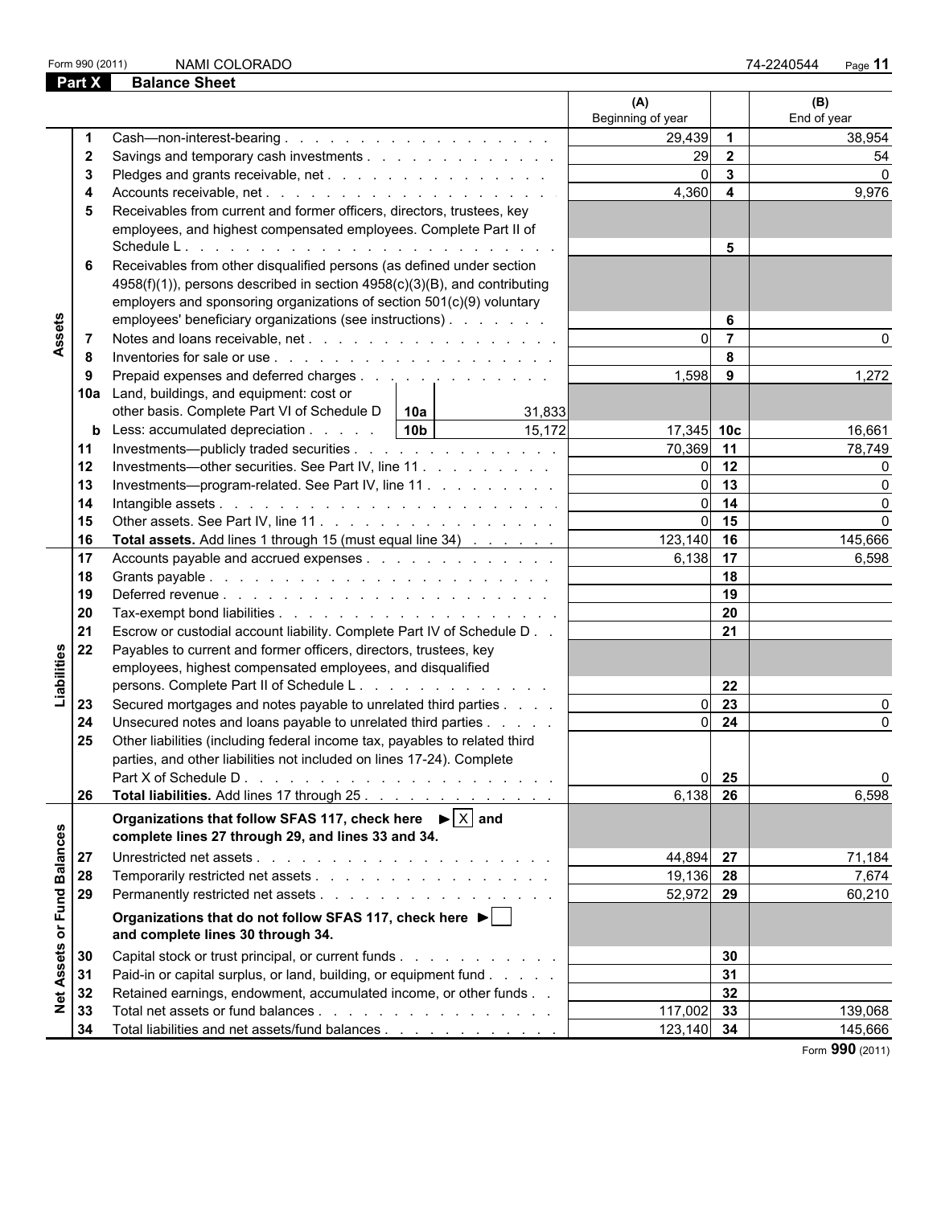Form 990 (2011) NAMI COLORADO 74-2240544

## Part X Balance Sheet

| | | | (A) Beginning of year | | (B) End of year |
|---|---|---|---|---|---|
| **Assets** | 1 | Cash—non-interest-bearing | 29,439 | 1 | 38,954 |
| | 2 | Savings and temporary cash investments | 29 | 2 | 54 |
| | 3 | Pledges and grants receivable, net | 0 | 3 | 0 |
| | 4 | Accounts receivable, net | 4,360 | 4 | 9,976 |
| | 5 | Receivables from current and former officers, directors, trustees, key employees, and highest compensated employees. Complete Part II of Schedule L | | 5 | |
| | 6 | Receivables from other disqualified persons (as defined under section 4958(f)(1)), persons described in section 4958(c)(3)(B), and contributing employers and sponsoring organizations of section 501(c)(9) voluntary employees' beneficiary organizations (see instructions) | | 6 | |
| | 7 | Notes and loans receivable, net | 0 | 7 | 0 |
| | 8 | Inventories for sale or use | | 8 | |
| | 9 | Prepaid expenses and deferred charges | 1,598 | 9 | 1,272 |
| | 10a | Land, buildings, and equipment: cost or other basis. Complete Part VI of Schedule D — 10a: 31,833 | | | |
| | b | Less: accumulated depreciation — 10b: 15,172 | 17,345 | 10c | 16,661 |
| | 11 | Investments—publicly traded securities | 70,369 | 11 | 78,749 |
| | 12 | Investments—other securities. See Part IV, line 11 | 0 | 12 | 0 |
| | 13 | Investments—program-related. See Part IV, line 11 | 0 | 13 | 0 |
| | 14 | Intangible assets | 0 | 14 | 0 |
| | 15 | Other assets. See Part IV, line 11 | 0 | 15 | 0 |
| | 16 | **Total assets.** Add lines 1 through 15 (must equal line 34) | 123,140 | 16 | 145,666 |
| **Liabilities** | 17 | Accounts payable and accrued expenses | 6,138 | 17 | 6,598 |
| | 18 | Grants payable | | 18 | |
| | 19 | Deferred revenue | | 19 | |
| | 20 | Tax-exempt bond liabilities | | 20 | |
| | 21 | Escrow or custodial account liability. Complete Part IV of Schedule D | | 21 | |
| | 22 | Payables to current and former officers, directors, trustees, key employees, highest compensated employees, and disqualified persons. Complete Part II of Schedule L | | 22 | |
| | 23 | Secured mortgages and notes payable to unrelated third parties | 0 | 23 | 0 |
| | 24 | Unsecured notes and loans payable to unrelated third parties | 0 | 24 | 0 |
| | 25 | Other liabilities (including federal income tax, payables to related third parties, and other liabilities not included on lines 17-24). Complete Part X of Schedule D | 0 | 25 | 0 |
| | 26 | **Total liabilities.** Add lines 17 through 25 | 6,138 | 26 | 6,598 |
| **Net Assets or Fund Balances** | | **Organizations that follow SFAS 117, check here ► [X] and complete lines 27 through 29, and lines 33 and 34.** | | | |
| | 27 | Unrestricted net assets | 44,894 | 27 | 71,184 |
| | 28 | Temporarily restricted net assets | 19,136 | 28 | 7,674 |
| | 29 | Permanently restricted net assets | 52,972 | 29 | 60,210 |
| | | **Organizations that do not follow SFAS 117, check here ► [ ] and complete lines 30 through 34.** | | | |
| | 30 | Capital stock or trust principal, or current funds | | 30 | |
| | 31 | Paid-in or capital surplus, or land, building, or equipment fund | | 31 | |
| | 32 | Retained earnings, endowment, accumulated income, or other funds | | 32 | |
| | 33 | Total net assets or fund balances | 117,002 | 33 | 139,068 |
| | 34 | Total liabilities and net assets/fund balances | 123,140 | 34 | 145,666 |

Form **990** (2011)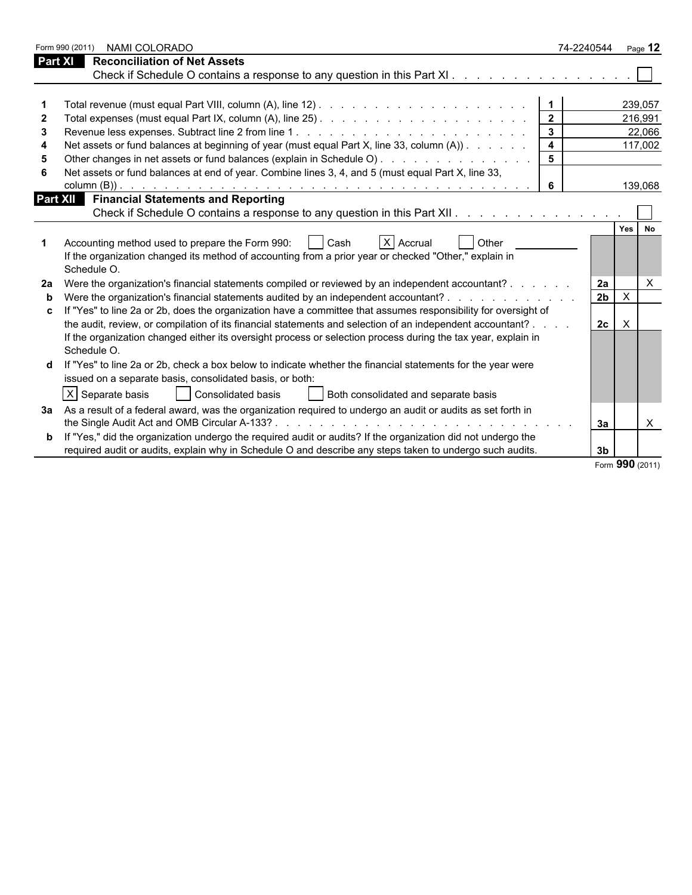Form 990 (2011) NAMI COLORADO 74-2240544

## Part XI Reconciliation of Net Assets

Check if Schedule O contains a response to any question in this Part XI . . . . . . . . . . . . . . . . ☐

| | | | |
|---|---|---|---|
| 1 | Total revenue (must equal Part VIII, column (A), line 12) | 1 | 239,057 |
| 2 | Total expenses (must equal Part IX, column (A), line 25) | 2 | 216,991 |
| 3 | Revenue less expenses. Subtract line 2 from line 1 | 3 | 22,066 |
| 4 | Net assets or fund balances at beginning of year (must equal Part X, line 33, column (A)) | 4 | 117,002 |
| 5 | Other changes in net assets or fund balances (explain in Schedule O) | 5 | |
| 6 | Net assets or fund balances at end of year. Combine lines 3, 4, and 5 (must equal Part X, line 33, column (B)) | 6 | 139,068 |

## Part XII Financial Statements and Reporting

Check if Schedule O contains a response to any question in this Part XII . . . . . . . . . . . . . . ☐

| | | | Yes | No |
|---|---|---|---|---|
| 1 | Accounting method used to prepare the Form 990: ☐ Cash ☒ Accrual ☐ Other<br>If the organization changed its method of accounting from a prior year or checked "Other," explain in Schedule O. | | | |
| 2a | Were the organization's financial statements compiled or reviewed by an independent accountant? | 2a | | X |
| b | Were the organization's financial statements audited by an independent accountant? | 2b | X | |
| c | If "Yes" to line 2a or 2b, does the organization have a committee that assumes responsibility for oversight of the audit, review, or compilation of its financial statements and selection of an independent accountant?<br>If the organization changed either its oversight process or selection process during the tax year, explain in Schedule O. | 2c | X | |
| d | If "Yes" to line 2a or 2b, check a box below to indicate whether the financial statements for the year were issued on a separate basis, consolidated basis, or both:<br>☒ Separate basis ☐ Consolidated basis ☐ Both consolidated and separate basis | | | |
| 3a | As a result of a federal award, was the organization required to undergo an audit or audits as set forth in the Single Audit Act and OMB Circular A-133? | 3a | | X |
| b | If "Yes," did the organization undergo the required audit or audits? If the organization did not undergo the required audit or audits, explain why in Schedule O and describe any steps taken to undergo such audits. | 3b | | |

Form **990** (2011)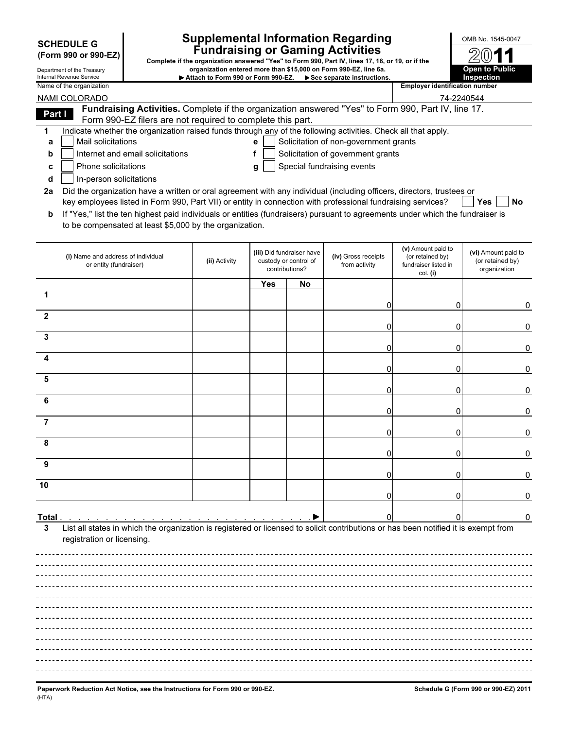**SCHEDULE G (Form 990 or 990-EZ)**

Department of the Treasury
Internal Revenue Service

# Supplemental Information Regarding Fundraising or Gaming Activities

**Complete if the organization answered "Yes" to Form 990, Part IV, lines 17, 18, or 19, or if the organization entered more than $15,000 on Form 990-EZ, line 6a.**
**▶ Attach to Form 990 or Form 990-EZ. ▶ See separate instructions.**

OMB No. 1545-0047

**2011**

**Open to Public Inspection**

Name of the organization: NAMI COLORADO

Employer identification number: 74-2240544

**Part I** **Fundraising Activities.** Complete if the organization answered "Yes" to Form 990, Part IV, line 17. Form 990-EZ filers are not required to complete this part.

1 Indicate whether the organization raised funds through any of the following activities. Check all that apply.

- a ☐ Mail solicitations
- b ☐ Internet and email solicitations
- c ☐ Phone solicitations
- d ☐ In-person solicitations
- e ☐ Solicitation of non-government grants
- f ☐ Solicitation of government grants
- g ☐ Special fundraising events

2a Did the organization have a written or oral agreement with any individual (including officers, directors, trustees or key employees listed in Form 990, Part VII) or entity in connection with professional fundraising services? ☐ Yes ☐ No

b If "Yes," list the ten highest paid individuals or entities (fundraisers) pursuant to agreements under which the fundraiser is to be compensated at least $5,000 by the organization.

| | (i) Name and address of individual or entity (fundraiser) | (ii) Activity | (iii) Did fundraiser have custody or control of contributions? Yes | No | (iv) Gross receipts from activity | (v) Amount paid to (or retained by) fundraiser listed in col. (i) | (vi) Amount paid to (or retained by) organization |
|---|---|---|---|---|---|---|---|
| 1 | | | | | 0 | 0 | 0 |
| 2 | | | | | 0 | 0 | 0 |
| 3 | | | | | 0 | 0 | 0 |
| 4 | | | | | 0 | 0 | 0 |
| 5 | | | | | 0 | 0 | 0 |
| 6 | | | | | 0 | 0 | 0 |
| 7 | | | | | 0 | 0 | 0 |
| 8 | | | | | 0 | 0 | 0 |
| 9 | | | | | 0 | 0 | 0 |
| 10 | | | | | 0 | 0 | 0 |
| **Total** | | | | ▶ | 0 | 0 | 0 |

3 List all states in which the organization is registered or licensed to solicit contributions or has been notified it is exempt from registration or licensing.

**Paperwork Reduction Act Notice, see the Instructions for Form 990 or 990-EZ.** (HTA)

**Schedule G (Form 990 or 990-EZ) 2011**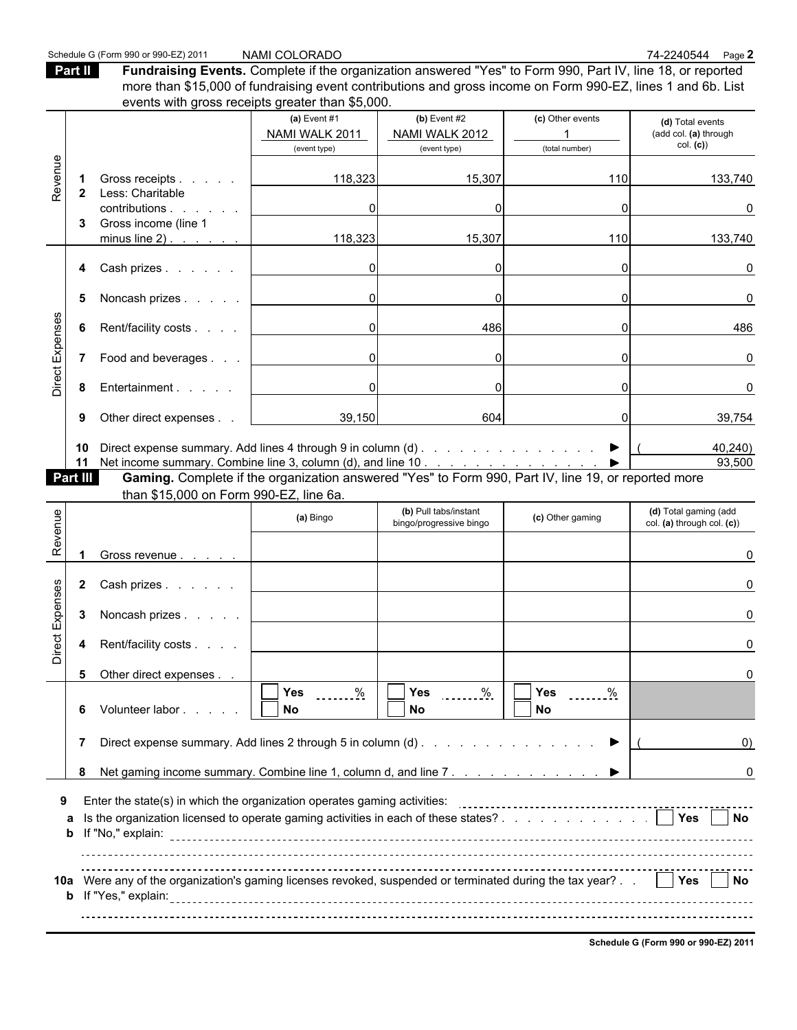Schedule G (Form 990 or 990-EZ) 2011 NAMI COLORADO 74-2240544 Page **2**

**Part II** **Fundraising Events.** Complete if the organization answered "Yes" to Form 990, Part IV, line 18, or reported more than $15,000 of fundraising event contributions and gross income on Form 990-EZ, lines 1 and 6b. List events with gross receipts greater than $5,000.

| | | | (a) Event #1<br>NAMI WALK 2011<br>(event type) | (b) Event #2<br>NAMI WALK 2012<br>(event type) | (c) Other events<br>1<br>(total number) | (d) Total events (add col. (a) through col. (c)) |
|---|---|---|---|---|---|---|
| Revenue | 1 | Gross receipts | 118,323 | 15,307 | 110 | 133,740 |
| | 2 | Less: Charitable contributions | 0 | 0 | 0 | 0 |
| | 3 | Gross income (line 1 minus line 2) | 118,323 | 15,307 | 110 | 133,740 |
| Direct Expenses | 4 | Cash prizes | 0 | 0 | 0 | 0 |
| | 5 | Noncash prizes | 0 | 0 | 0 | 0 |
| | 6 | Rent/facility costs | 0 | 486 | 0 | 486 |
| | 7 | Food and beverages | 0 | 0 | 0 | 0 |
| | 8 | Entertainment | 0 | 0 | 0 | 0 |
| | 9 | Other direct expenses | 39,150 | 604 | 0 | 39,754 |
| | 10 | Direct expense summary. Add lines 4 through 9 in column (d) ▶ | | | | (40,240) |
| | 11 | Net income summary. Combine line 3, column (d), and line 10 ▶ | | | | 93,500 |

**Part III** **Gaming.** Complete if the organization answered "Yes" to Form 990, Part IV, line 19, or reported more than $15,000 on Form 990-EZ, line 6a.

| | | | (a) Bingo | (b) Pull tabs/instant bingo/progressive bingo | (c) Other gaming | (d) Total gaming (add col. (a) through col. (c)) |
|---|---|---|---|---|---|---|
| Revenue | 1 | Gross revenue | | | | 0 |
| Direct Expenses | 2 | Cash prizes | | | | 0 |
| | 3 | Noncash prizes | | | | 0 |
| | 4 | Rent/facility costs | | | | 0 |
| | 5 | Other direct expenses | | | | 0 |
| | 6 | Volunteer labor | ☐ Yes ____% ☐ No | ☐ Yes ____% ☐ No | ☐ Yes ____% ☐ No | |
| | 7 | Direct expense summary. Add lines 2 through 5 in column (d) ▶ | | | | (0) |
| | 8 | Net gaming income summary. Combine line 1, column d, and line 7 ▶ | | | | 0 |

9 Enter the state(s) in which the organization operates gaming activities:

a Is the organization licensed to operate gaming activities in each of these states? ☐ Yes ☐ No

b If "No," explain:

10a Were any of the organization's gaming licenses revoked, suspended or terminated during the tax year? ☐ Yes ☐ No

b If "Yes," explain:

**Schedule G (Form 990 or 990-EZ) 2011**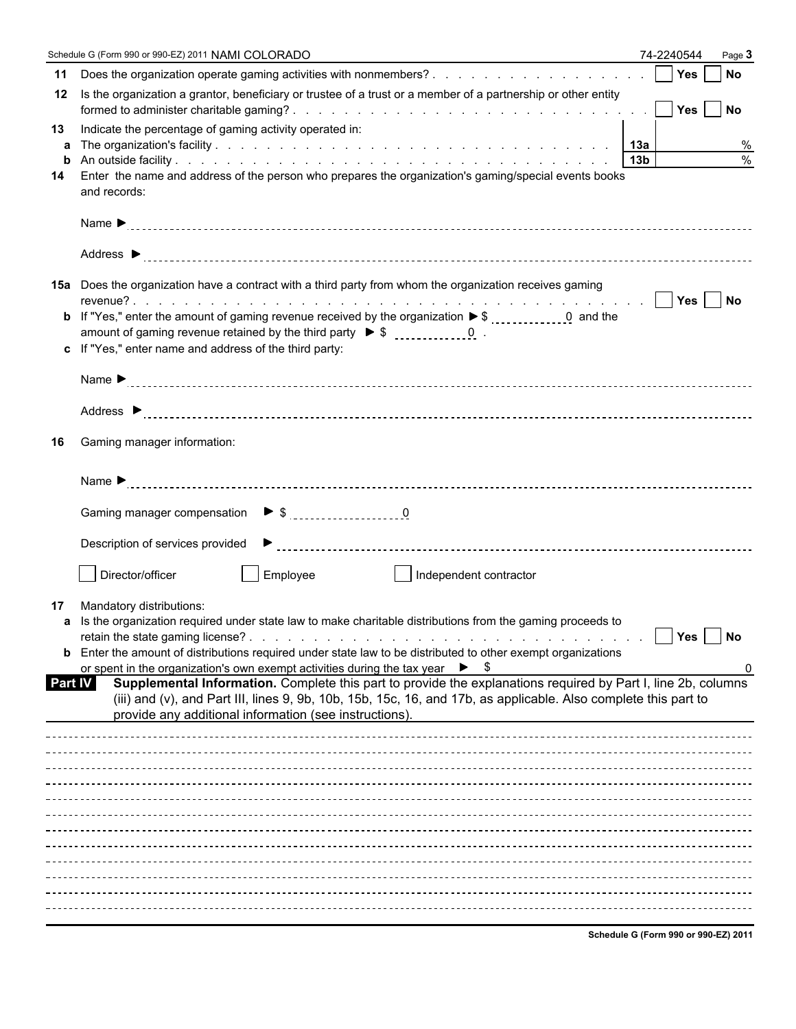Schedule G (Form 990 or 990-EZ) 2011 NAMI COLORADO 74-2240544

**11** Does the organization operate gaming activities with nonmembers? . . . . . . . . . . . . . . . . . ☐ Yes ☐ No

**12** Is the organization a grantor, beneficiary or trustee of a trust or a member of a partnership or other entity formed to administer charitable gaming? . . . . . . . . . . . . . . . . . . . . . . . . . ☐ Yes ☐ No

**13** Indicate the percentage of gaming activity operated in:

| | | | |
|---|---|---|---|
| **a** | The organization's facility . . . . . . . . . . . . . . . . . . . . . . . . . . | **13a** | % |
| **b** | An outside facility . . . . . . . . . . . . . . . . . . . . . . . . . . . . . | **13b** | % |

**14** Enter the name and address of the person who prepares the organization's gaming/special events books and records:

Name ►

Address ►

**15a** Does the organization have a contract with a third party from whom the organization receives gaming revenue? . . . . . . . . . . . . . . . . . . . . . . . . . . . . . . . . . . . ☐ Yes ☐ No

**b** If "Yes," enter the amount of gaming revenue received by the organization ► $ 0 and the amount of gaming revenue retained by the third party ► $ 0 .

**c** If "Yes," enter name and address of the third party:

Name ►

Address ►

**16** Gaming manager information:

Name ►

Gaming manager compensation ► $ 0

Description of services provided ►

☐ Director/officer ☐ Employee ☐ Independent contractor

**17** Mandatory distributions:

**a** Is the organization required under state law to make charitable distributions from the gaming proceeds to retain the state gaming license? . . . . . . . . . . . . . . . . . . . . . . . . . . . . . ☐ Yes ☐ No

**b** Enter the amount of distributions required under state law to be distributed to other exempt organizations or spent in the organization's own exempt activities during the tax year ► $ 0

**Part IV** **Supplemental Information.** Complete this part to provide the explanations required by Part I, line 2b, columns (iii) and (v), and Part III, lines 9, 9b, 10b, 15b, 15c, 16, and 17b, as applicable. Also complete this part to provide any additional information (see instructions).

Schedule G (Form 990 or 990-EZ) 2011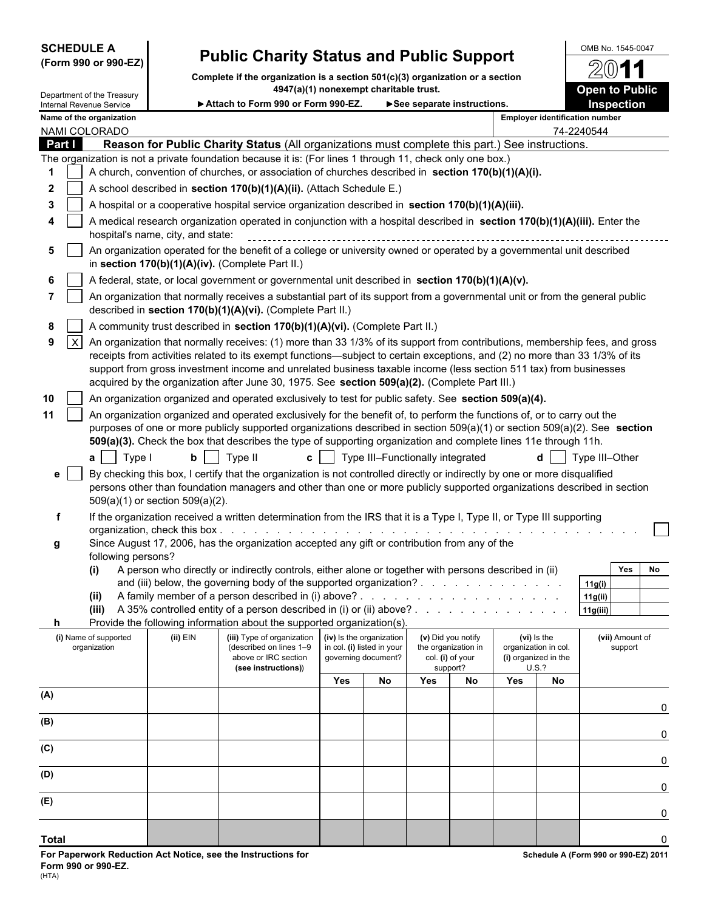**SCHEDULE A (Form 990 or 990-EZ)**

Department of the Treasury
Internal Revenue Service

# Public Charity Status and Public Support

**Complete if the organization is a section 501(c)(3) organization or a section 4947(a)(1) nonexempt charitable trust.**

► **Attach to Form 990 or Form 990-EZ.** ► **See separate instructions.**

OMB No. 1545-0047

**2011**

**Open to Public Inspection**

**Name of the organization**
NAMI COLORADO

**Employer identification number**
74-2240544

## Part I Reason for Public Charity Status (All organizations must complete this part.) See instructions.

The organization is not a private foundation because it is: (For lines 1 through 11, check only one box.)

1 [ ] A church, convention of churches, or association of churches described in **section 170(b)(1)(A)(i).**

2 [ ] A school described in **section 170(b)(1)(A)(ii).** (Attach Schedule E.)

3 [ ] A hospital or a cooperative hospital service organization described in **section 170(b)(1)(A)(iii).**

4 [ ] A medical research organization operated in conjunction with a hospital described in **section 170(b)(1)(A)(iii).** Enter the hospital's name, city, and state:

5 [ ] An organization operated for the benefit of a college or university owned or operated by a governmental unit described in **section 170(b)(1)(A)(iv).** (Complete Part II.)

6 [ ] A federal, state, or local government or governmental unit described in **section 170(b)(1)(A)(v).**

7 [ ] An organization that normally receives a substantial part of its support from a governmental unit or from the general public described in **section 170(b)(1)(A)(vi).** (Complete Part II.)

8 [ ] A community trust described in **section 170(b)(1)(A)(vi).** (Complete Part II.)

9 [X] An organization that normally receives: (1) more than 33 1/3% of its support from contributions, membership fees, and gross receipts from activities related to its exempt functions—subject to certain exceptions, and (2) no more than 33 1/3% of its support from gross investment income and unrelated business taxable income (less section 511 tax) from businesses acquired by the organization after June 30, 1975. See **section 509(a)(2).** (Complete Part III.)

10 [ ] An organization organized and operated exclusively to test for public safety. See **section 509(a)(4).**

11 [ ] An organization organized and operated exclusively for the benefit of, to perform the functions of, or to carry out the purposes of one or more publicly supported organizations described in section 509(a)(1) or section 509(a)(2). See **section 509(a)(3).** Check the box that describes the type of supporting organization and complete lines 11e through 11h.

**a** [ ] Type I **b** [ ] Type II **c** [ ] Type III–Functionally integrated **d** [ ] Type III–Other

**e** [ ] By checking this box, I certify that the organization is not controlled directly or indirectly by one or more disqualified persons other than foundation managers and other than one or more publicly supported organizations described in section 509(a)(1) or section 509(a)(2).

**f** If the organization received a written determination from the IRS that it is a Type I, Type II, or Type III supporting organization, check this box [ ]

**g** Since August 17, 2006, has the organization accepted any gift or contribution from any of the following persons?

| | | | Yes | No |
|---|---|---|---|---|
| **(i)** | A person who directly or indirectly controls, either alone or together with persons described in (ii) and (iii) below, the governing body of the supported organization? | 11g(i) | | |
| **(ii)** | A family member of a person described in (i) above? | 11g(ii) | | |
| **(iii)** | A 35% controlled entity of a person described in (i) or (ii) above? | 11g(iii) | | |

**h** Provide the following information about the supported organization(s).

| (i) Name of supported organization | (ii) EIN | (iii) Type of organization (described on lines 1–9 above or IRC section **(see instructions)**) | (iv) Is the organization in col. (i) listed in your governing document? | | (v) Did you notify the organization in col. (i) of your support? | | (vi) Is the organization in col. (i) organized in the U.S.? | | (vii) Amount of support |
|---|---|---|---|---|---|---|---|---|---|
| | | | Yes | No | Yes | No | Yes | No | |
| (A) | | | | | | | | | 0 |
| (B) | | | | | | | | | 0 |
| (C) | | | | | | | | | 0 |
| (D) | | | | | | | | | 0 |
| (E) | | | | | | | | | 0 |
| **Total** | | | | | | | | | 0 |

**For Paperwork Reduction Act Notice, see the Instructions for Form 990 or 990-EZ.**
(HTA)

**Schedule A (Form 990 or 990-EZ) 2011**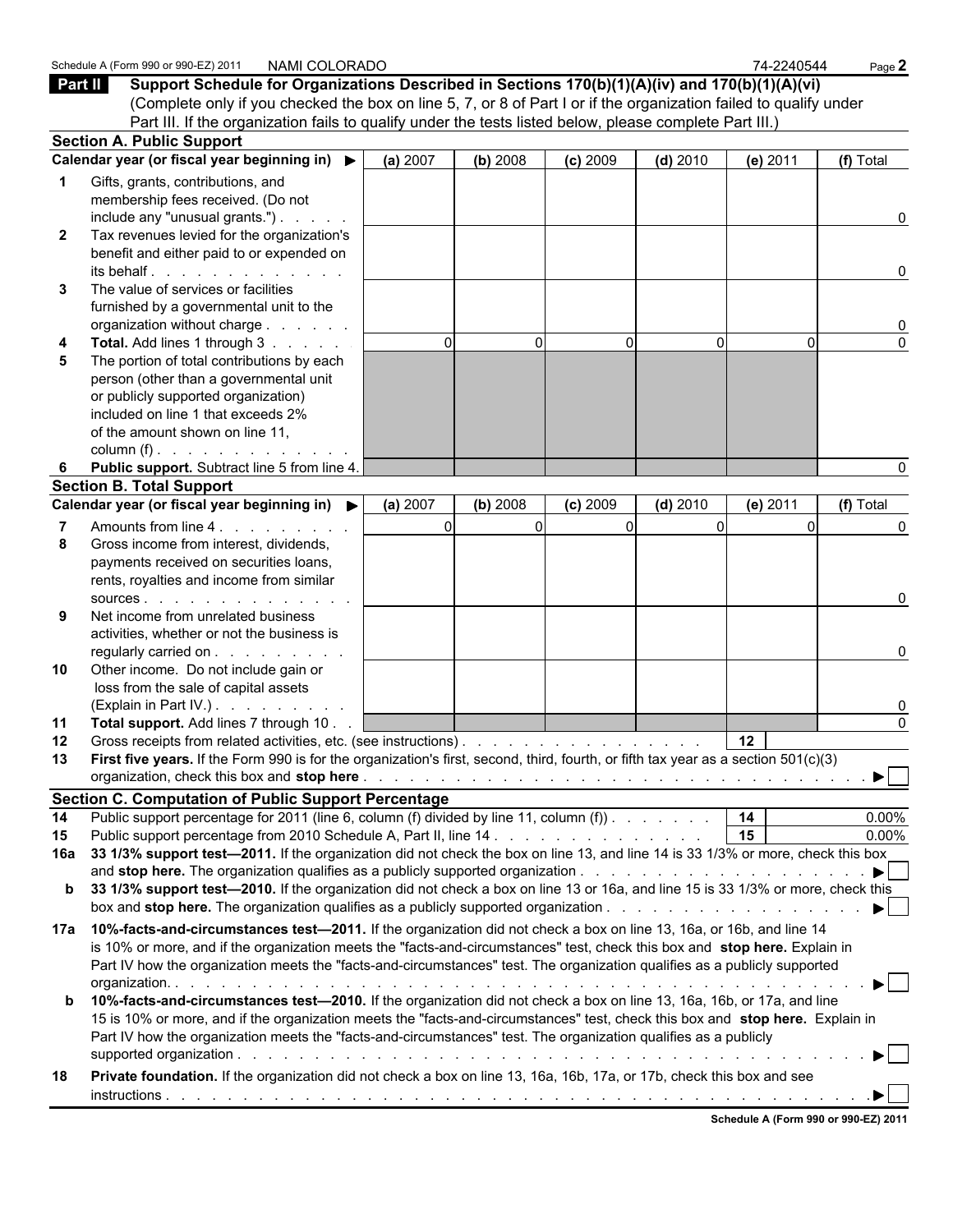Schedule A (Form 990 or 990-EZ) 2011 NAMI COLORADO 74-2240544

## Part II Support Schedule for Organizations Described in Sections 170(b)(1)(A)(iv) and 170(b)(1)(A)(vi)

(Complete only if you checked the box on line 5, 7, or 8 of Part I or if the organization failed to qualify under Part III. If the organization fails to qualify under the tests listed below, please complete Part III.)

### Section A. Public Support

| Calendar year (or fiscal year beginning in) ▶ | (a) 2007 | (b) 2008 | (c) 2009 | (d) 2010 | (e) 2011 | (f) Total |
|---|---|---|---|---|---|---|
| **1** Gifts, grants, contributions, and membership fees received. (Do not include any "unusual grants.") | | | | | | 0 |
| **2** Tax revenues levied for the organization's benefit and either paid to or expended on its behalf | | | | | | 0 |
| **3** The value of services or facilities furnished by a governmental unit to the organization without charge | | | | | | 0 |
| **4** **Total.** Add lines 1 through 3 | 0 | 0 | 0 | 0 | 0 | 0 |
| **5** The portion of total contributions by each person (other than a governmental unit or publicly supported organization) included on line 1 that exceeds 2% of the amount shown on line 11, column (f) | | | | | | |
| **6** **Public support.** Subtract line 5 from line 4. | | | | | | 0 |

### Section B. Total Support

| Calendar year (or fiscal year beginning in) ▶ | (a) 2007 | (b) 2008 | (c) 2009 | (d) 2010 | (e) 2011 | (f) Total |
|---|---|---|---|---|---|---|
| **7** Amounts from line 4 | 0 | 0 | 0 | 0 | 0 | 0 |
| **8** Gross income from interest, dividends, payments received on securities loans, rents, royalties and income from similar sources | | | | | | 0 |
| **9** Net income from unrelated business activities, whether or not the business is regularly carried on | | | | | | 0 |
| **10** Other income. Do not include gain or loss from the sale of capital assets (Explain in Part IV.) | | | | | | 0 |
| **11** **Total support.** Add lines 7 through 10 | | | | | | 0 |

**12** Gross receipts from related activities, etc. (see instructions) . . . **12**

**13** **First five years.** If the Form 990 is for the organization's first, second, third, fourth, or fifth tax year as a section 501(c)(3) organization, check this box and **stop here** . . . ▶ ☐

### Section C. Computation of Public Support Percentage

| | | | |
|---|---|---|---|
| **14** | Public support percentage for 2011 (line 6, column (f) divided by line 11, column (f)) | **14** | 0.00% |
| **15** | Public support percentage from 2010 Schedule A, Part II, line 14 | **15** | 0.00% |

**16a** **33 1/3% support test—2011.** If the organization did not check the box on line 13, and line 14 is 33 1/3% or more, check this box and **stop here.** The organization qualifies as a publicly supported organization . . . ▶ ☐

**b** **33 1/3% support test—2010.** If the organization did not check a box on line 13 or 16a, and line 15 is 33 1/3% or more, check this box and **stop here.** The organization qualifies as a publicly supported organization . . . ▶ ☐

**17a** **10%-facts-and-circumstances test—2011.** If the organization did not check a box on line 13, 16a, or 16b, and line 14 is 10% or more, and if the organization meets the "facts-and-circumstances" test, check this box and **stop here.** Explain in Part IV how the organization meets the "facts-and-circumstances" test. The organization qualifies as a publicly supported organization. . . . ▶ ☐

**b** **10%-facts-and-circumstances test—2010.** If the organization did not check a box on line 13, 16a, 16b, or 17a, and line 15 is 10% or more, and if the organization meets the "facts-and-circumstances" test, check this box and **stop here.** Explain in Part IV how the organization meets the "facts-and-circumstances" test. The organization qualifies as a publicly supported organization . . . ▶ ☐

**18** **Private foundation.** If the organization did not check a box on line 13, 16a, 16b, 17a, or 17b, check this box and see instructions . . . ▶ ☐

Schedule A (Form 990 or 990-EZ) 2011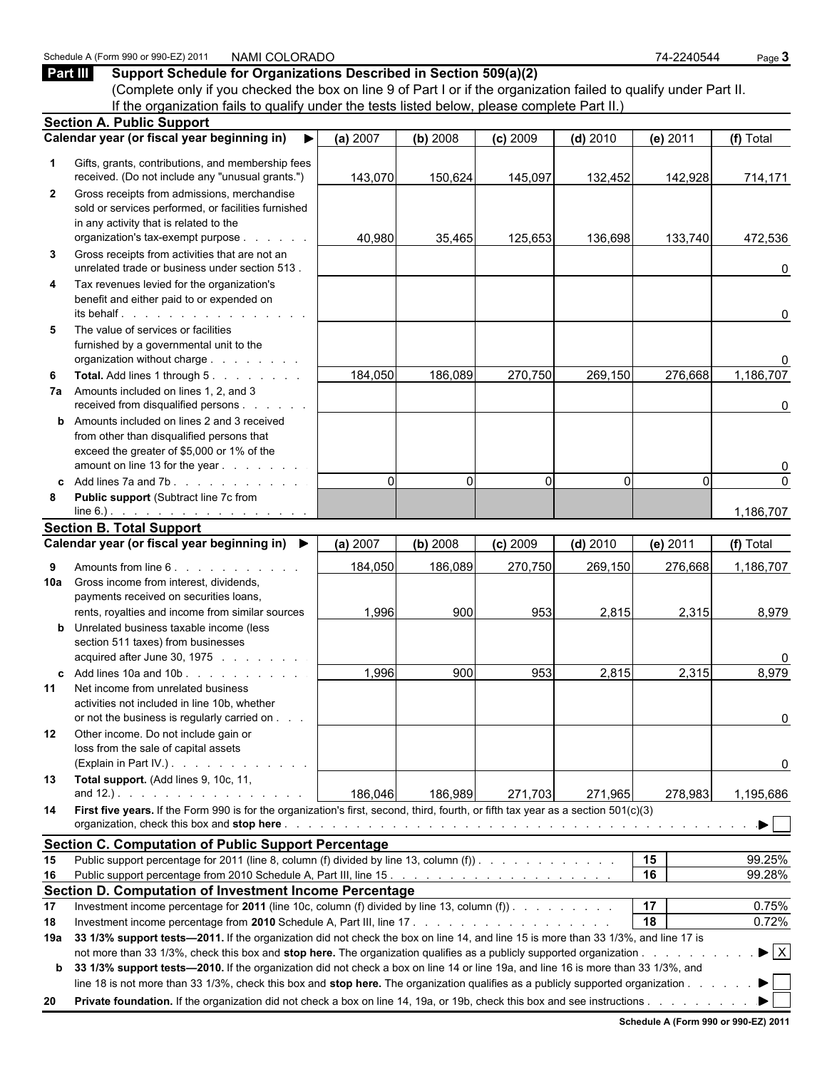Schedule A (Form 990 or 990-EZ) 2011 NAMI COLORADO 74-2240544

## Part III Support Schedule for Organizations Described in Section 509(a)(2)

(Complete only if you checked the box on line 9 of Part I or if the organization failed to qualify under Part II. If the organization fails to qualify under the tests listed below, please complete Part II.)

### Section A. Public Support

| | Calendar year (or fiscal year beginning in) ▶ | (a) 2007 | (b) 2008 | (c) 2009 | (d) 2010 | (e) 2011 | (f) Total |
|---|---|---|---|---|---|---|---|
| 1 | Gifts, grants, contributions, and membership fees received. (Do not include any "unusual grants.") | 143,070 | 150,624 | 145,097 | 132,452 | 142,928 | 714,171 |
| 2 | Gross receipts from admissions, merchandise sold or services performed, or facilities furnished in any activity that is related to the organization's tax-exempt purpose | 40,980 | 35,465 | 125,653 | 136,698 | 133,740 | 472,536 |
| 3 | Gross receipts from activities that are not an unrelated trade or business under section 513 | | | | | | 0 |
| 4 | Tax revenues levied for the organization's benefit and either paid to or expended on its behalf | | | | | | 0 |
| 5 | The value of services or facilities furnished by a governmental unit to the organization without charge | | | | | | 0 |
| 6 | **Total.** Add lines 1 through 5 | 184,050 | 186,089 | 270,750 | 269,150 | 276,668 | 1,186,707 |
| 7a | Amounts included on lines 1, 2, and 3 received from disqualified persons | | | | | | 0 |
| b | Amounts included on lines 2 and 3 received from other than disqualified persons that exceed the greater of $5,000 or 1% of the amount on line 13 for the year | | | | | | 0 |
| c | Add lines 7a and 7b | 0 | 0 | 0 | 0 | 0 | 0 |
| 8 | **Public support** (Subtract line 7c from line 6.) | | | | | | 1,186,707 |

### Section B. Total Support

| | Calendar year (or fiscal year beginning in) ▶ | (a) 2007 | (b) 2008 | (c) 2009 | (d) 2010 | (e) 2011 | (f) Total |
|---|---|---|---|---|---|---|---|
| 9 | Amounts from line 6 | 184,050 | 186,089 | 270,750 | 269,150 | 276,668 | 1,186,707 |
| 10a | Gross income from interest, dividends, payments received on securities loans, rents, royalties and income from similar sources | 1,996 | 900 | 953 | 2,815 | 2,315 | 8,979 |
| b | Unrelated business taxable income (less section 511 taxes) from businesses acquired after June 30, 1975 | | | | | | 0 |
| c | Add lines 10a and 10b | 1,996 | 900 | 953 | 2,815 | 2,315 | 8,979 |
| 11 | Net income from unrelated business activities not included in line 10b, whether or not the business is regularly carried on | | | | | | 0 |
| 12 | Other income. Do not include gain or loss from the sale of capital assets (Explain in Part IV.) | | | | | | 0 |
| 13 | **Total support.** (Add lines 9, 10c, 11, and 12.) | 186,046 | 186,989 | 271,703 | 271,965 | 278,983 | 1,195,686 |

14 **First five years.** If the Form 990 is for the organization's first, second, third, fourth, or fifth tax year as a section 501(c)(3) organization, check this box and **stop here** ▶ ☐

### Section C. Computation of Public Support Percentage

| | | | |
|---|---|---|---|
| 15 | Public support percentage for 2011 (line 8, column (f) divided by line 13, column (f)) | 15 | 99.25% |
| 16 | Public support percentage from 2010 Schedule A, Part III, line 15 | 16 | 99.28% |

### Section D. Computation of Investment Income Percentage

| | | | |
|---|---|---|---|
| 17 | Investment income percentage for **2011** (line 10c, column (f) divided by line 13, column (f)) | 17 | 0.75% |
| 18 | Investment income percentage from **2010** Schedule A, Part III, line 17 | 18 | 0.72% |

19a **33 1/3% support tests—2011.** If the organization did not check the box on line 14, and line 15 is more than 33 1/3%, and line 17 is not more than 33 1/3%, check this box and **stop here.** The organization qualifies as a publicly supported organization ▶ ☒

b **33 1/3% support tests—2010.** If the organization did not check a box on line 14 or line 19a, and line 16 is more than 33 1/3%, and line 18 is not more than 33 1/3%, check this box and **stop here.** The organization qualifies as a publicly supported organization ▶ ☐

20 **Private foundation.** If the organization did not check a box on line 14, 19a, or 19b, check this box and see instructions ▶ ☐

**Schedule A (Form 990 or 990-EZ) 2011**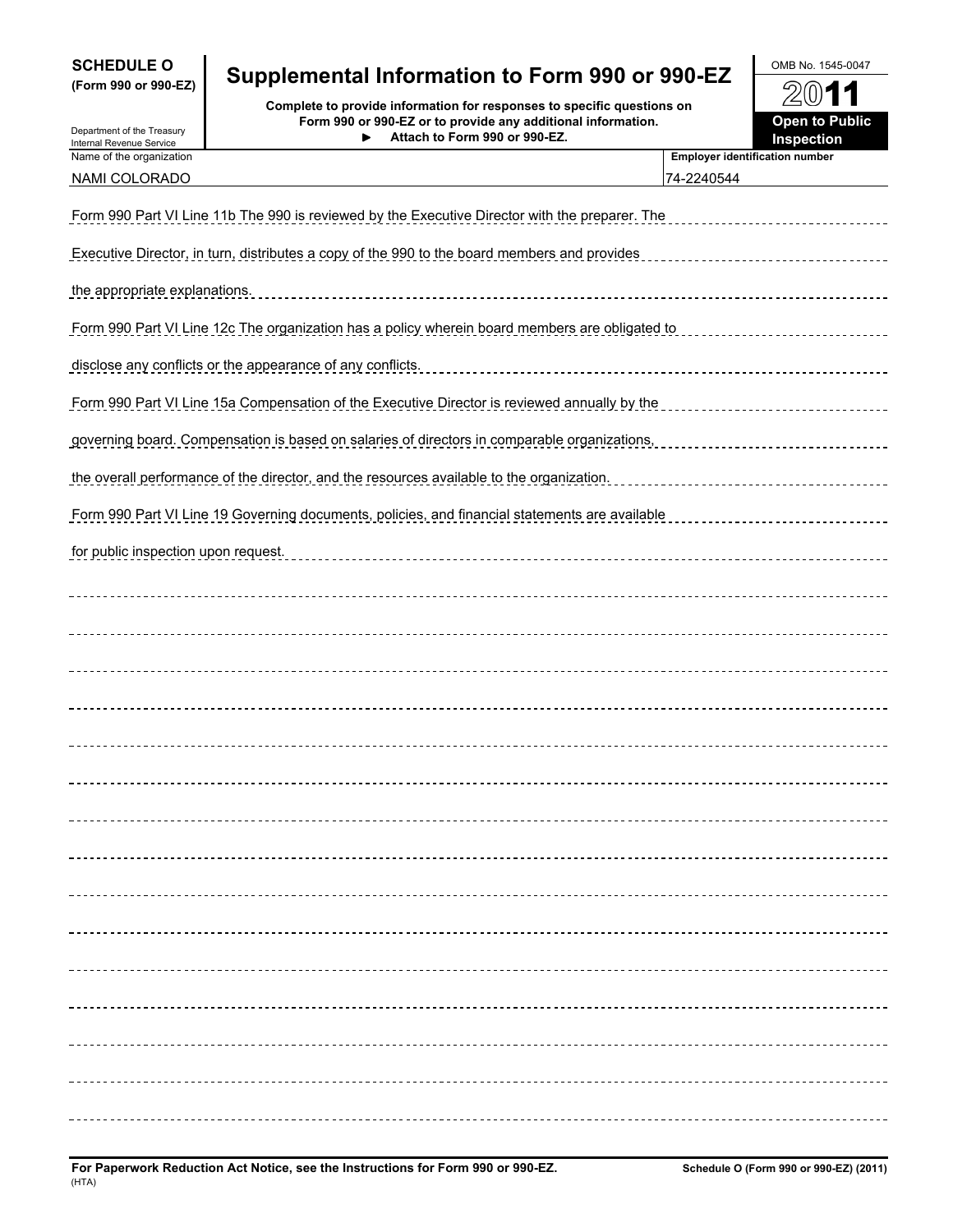# SCHEDULE O (Form 990 or 990-EZ)

## Supplemental Information to Form 990 or 990-EZ

**Complete to provide information for responses to specific questions on Form 990 or 990-EZ or to provide any additional information.**
**► Attach to Form 990 or 990-EZ.**

Department of the Treasury
Internal Revenue Service

OMB No. 1545-0047

**2011**

**Open to Public Inspection**

| Name of the organization | Employer identification number |
|---|---|
| NAMI COLORADO | 74-2240544 |

Form 990 Part VI Line 11b The 990 is reviewed by the Executive Director with the preparer. The Executive Director, in turn, distributes a copy of the 990 to the board members and provides the appropriate explanations.

Form 990 Part VI Line 12c The organization has a policy wherein board members are obligated to disclose any conflicts or the appearance of any conflicts.

Form 990 Part VI Line 15a Compensation of the Executive Director is reviewed annually by the governing board. Compensation is based on salaries of directors in comparable organizations, the overall performance of the director, and the resources available to the organization.

Form 990 Part VI Line 19 Governing documents, policies, and financial statements are available for public inspection upon request.

**For Paperwork Reduction Act Notice, see the Instructions for Form 990 or 990-EZ.** (HTA) **Schedule O (Form 990 or 990-EZ) (2011)**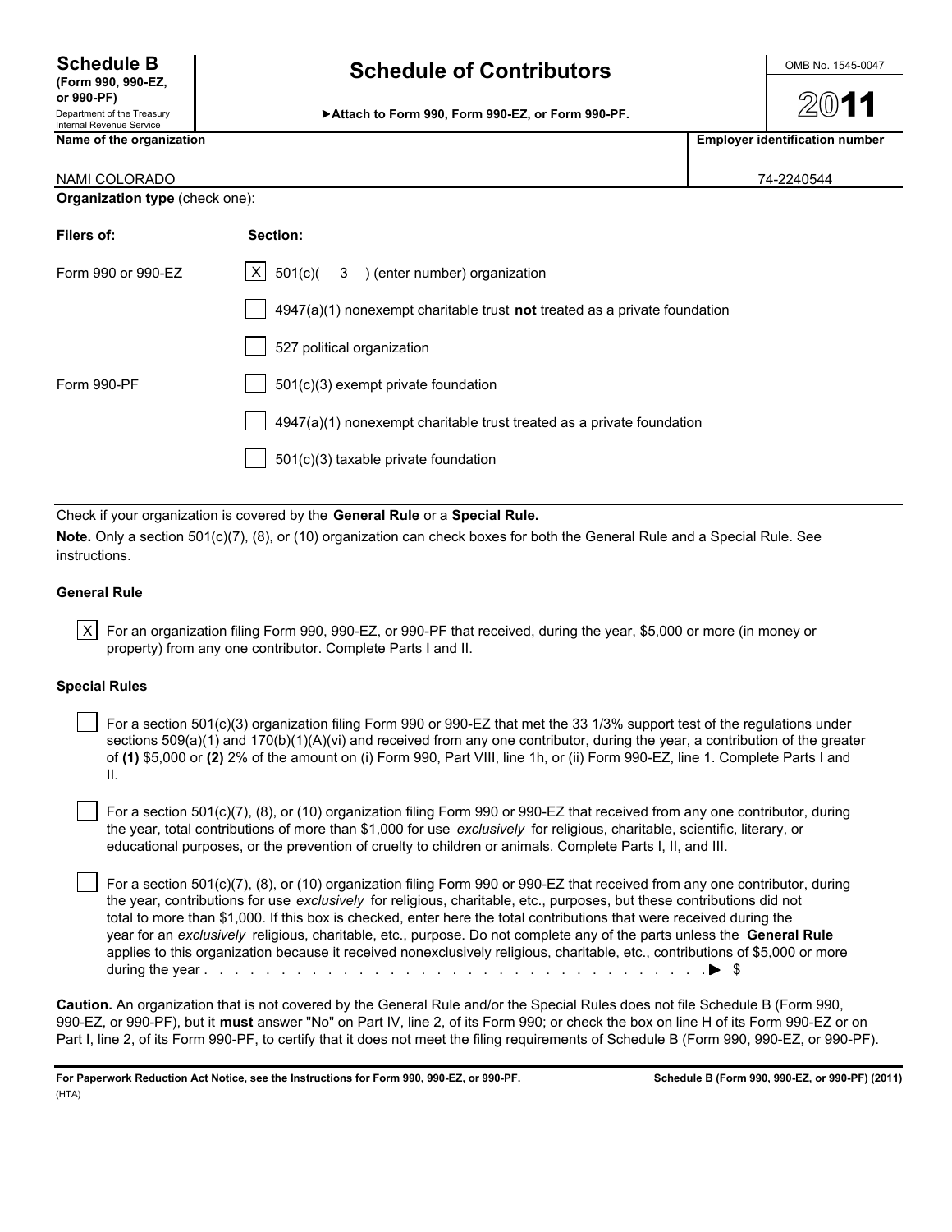**Schedule B**
**(Form 990, 990-EZ, or 990-PF)**
Department of the Treasury
Internal Revenue Service

# Schedule of Contributors

▶**Attach to Form 990, Form 990-EZ, or Form 990-PF.**

OMB No. 1545-0047

**2011**

| **Name of the organization** | **Employer identification number** |
|---|---|
| NAMI COLORADO | 74-2240544 |

**Organization type** (check one):

| **Filers of:** | **Section:** |
|---|---|
| Form 990 or 990-EZ | [X] 501(c)( 3 ) (enter number) organization |
| | [ ] 4947(a)(1) nonexempt charitable trust **not** treated as a private foundation |
| | [ ] 527 political organization |
| Form 990-PF | [ ] 501(c)(3) exempt private foundation |
| | [ ] 4947(a)(1) nonexempt charitable trust treated as a private foundation |
| | [ ] 501(c)(3) taxable private foundation |

Check if your organization is covered by the **General Rule** or a **Special Rule.**

**Note.** Only a section 501(c)(7), (8), or (10) organization can check boxes for both the General Rule and a Special Rule. See instructions.

### General Rule

[X] For an organization filing Form 990, 990-EZ, or 990-PF that received, during the year, $5,000 or more (in money or property) from any one contributor. Complete Parts I and II.

### Special Rules

[ ] For a section 501(c)(3) organization filing Form 990 or 990-EZ that met the 33 1/3% support test of the regulations under sections 509(a)(1) and 170(b)(1)(A)(vi) and received from any one contributor, during the year, a contribution of the greater of **(1)** $5,000 or **(2)** 2% of the amount on (i) Form 990, Part VIII, line 1h, or (ii) Form 990-EZ, line 1. Complete Parts I and II.

[ ] For a section 501(c)(7), (8), or (10) organization filing Form 990 or 990-EZ that received from any one contributor, during the year, total contributions of more than $1,000 for use *exclusively* for religious, charitable, scientific, literary, or educational purposes, or the prevention of cruelty to children or animals. Complete Parts I, II, and III.

[ ] For a section 501(c)(7), (8), or (10) organization filing Form 990 or 990-EZ that received from any one contributor, during the year, contributions for use *exclusively* for religious, charitable, etc., purposes, but these contributions did not total to more than $1,000. If this box is checked, enter here the total contributions that were received during the year for an *exclusively* religious, charitable, etc., purpose. Do not complete any of the parts unless the **General Rule** applies to this organization because it received nonexclusively religious, charitable, etc., contributions of $5,000 or more during the year . . . . . . . . . . . . . . . . . . . . . . . . . . . . . . . . . . . . . . . . ▶ $ ____________

**Caution.** An organization that is not covered by the General Rule and/or the Special Rules does not file Schedule B (Form 990, 990-EZ, or 990-PF), but it **must** answer "No" on Part IV, line 2, of its Form 990; or check the box on line H of its Form 990-EZ or on Part I, line 2, of its Form 990-PF, to certify that it does not meet the filing requirements of Schedule B (Form 990, 990-EZ, or 990-PF).

**For Paperwork Reduction Act Notice, see the Instructions for Form 990, 990-EZ, or 990-PF.** **Schedule B (Form 990, 990-EZ, or 990-PF) (2011)**
(HTA)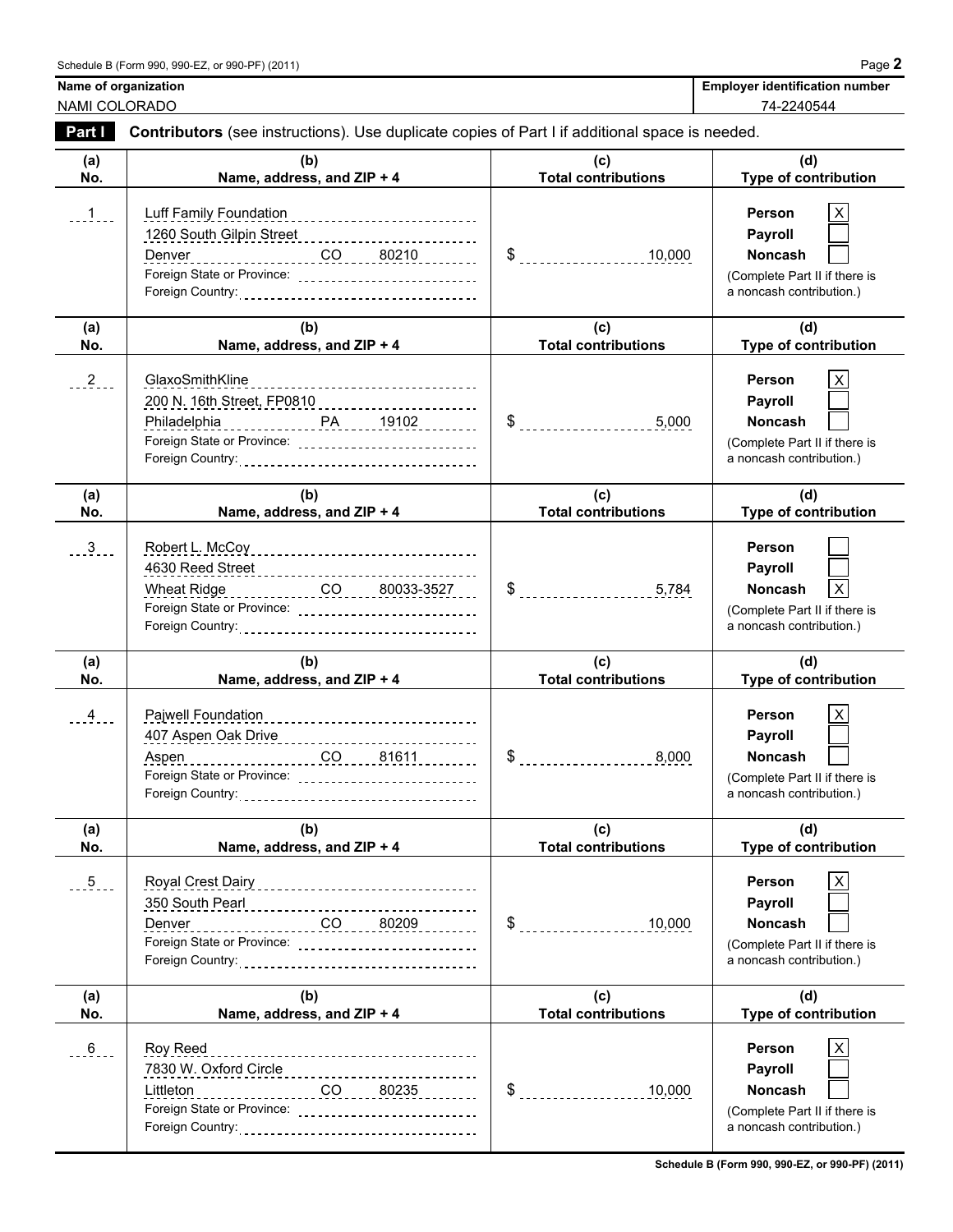**Name of organization**
NAMI COLORADO

**Employer identification number**
74-2240544

**Part I** **Contributors** (see instructions). Use duplicate copies of Part I if additional space is needed.

| (a) No. | (b) Name, address, and ZIP + 4 | (c) Total contributions | (d) Type of contribution |
|---|---|---|---|
| 1 | Luff Family Foundation<br>1260 South Gilpin Street<br>Denver CO 80210<br>Foreign State or Province:<br>Foreign Country: | $ 10,000 | Person [X]<br>Payroll [ ]<br>Noncash [ ]<br>(Complete Part II if there is a noncash contribution.) |
| 2 | GlaxoSmithKline<br>200 N. 16th Street, FP0810<br>Philadelphia PA 19102<br>Foreign State or Province:<br>Foreign Country: | $ 5,000 | Person [X]<br>Payroll [ ]<br>Noncash [ ]<br>(Complete Part II if there is a noncash contribution.) |
| 3 | Robert L. McCoy<br>4630 Reed Street<br>Wheat Ridge CO 80033-3527<br>Foreign State or Province:<br>Foreign Country: | $ 5,784 | Person [ ]<br>Payroll [ ]<br>Noncash [X]<br>(Complete Part II if there is a noncash contribution.) |
| 4 | Pajwell Foundation<br>407 Aspen Oak Drive<br>Aspen CO 81611<br>Foreign State or Province:<br>Foreign Country: | $ 8,000 | Person [X]<br>Payroll [ ]<br>Noncash [ ]<br>(Complete Part II if there is a noncash contribution.) |
| 5 | Royal Crest Dairy<br>350 South Pearl<br>Denver CO 80209<br>Foreign State or Province:<br>Foreign Country: | $ 10,000 | Person [X]<br>Payroll [ ]<br>Noncash [ ]<br>(Complete Part II if there is a noncash contribution.) |
| 6 | Roy Reed<br>7830 W. Oxford Circle<br>Littleton CO 80235<br>Foreign State or Province:<br>Foreign Country: | $ 10,000 | Person [X]<br>Payroll [ ]<br>Noncash [ ]<br>(Complete Part II if there is a noncash contribution.) |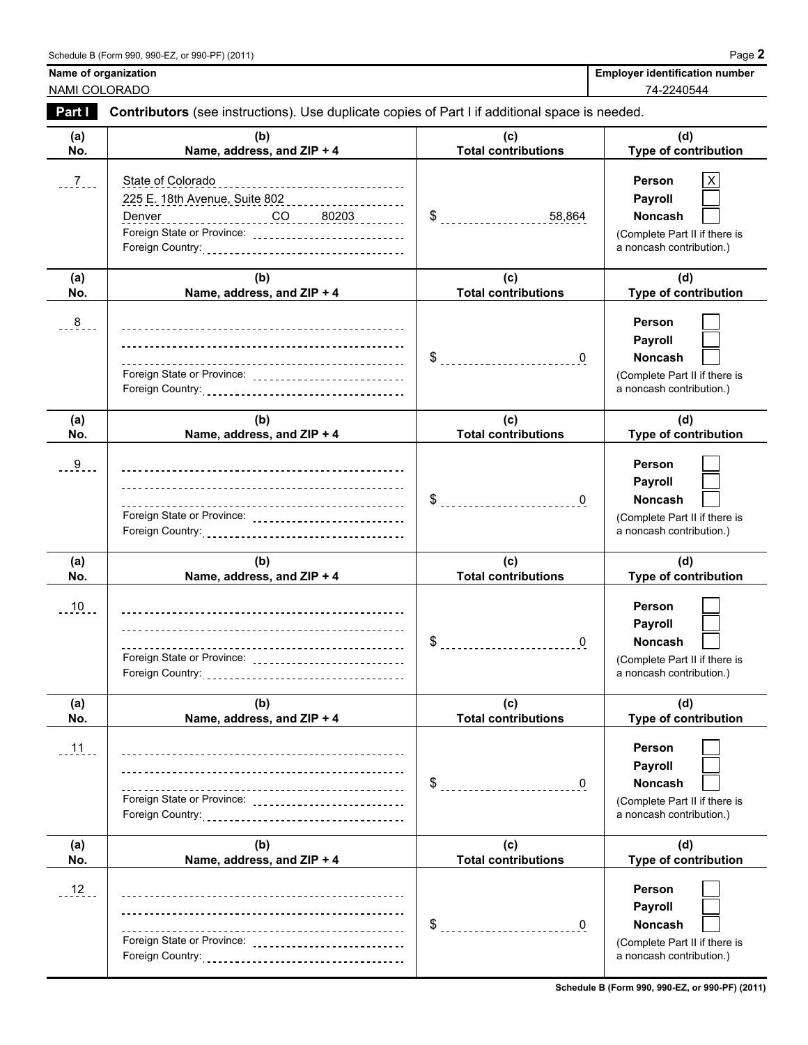**Name of organization**
NAMI COLORADO

**Employer identification number**
74-2240544

## Part I — Contributors (see instructions). Use duplicate copies of Part I if additional space is needed.

| (a) No. | (b) Name, address, and ZIP + 4 | (c) Total contributions | (d) Type of contribution |
|---|---|---|---|
| 7 | State of Colorado<br>225 E. 18th Avenue, Suite 802<br>Denver CO 80203<br>Foreign State or Province:<br>Foreign Country: | $ 58,864 | Person [X]<br>Payroll [ ]<br>Noncash [ ]<br>(Complete Part II if there is a noncash contribution.) |
| 8 | Foreign State or Province:<br>Foreign Country: | $ 0 | Person [ ]<br>Payroll [ ]<br>Noncash [ ]<br>(Complete Part II if there is a noncash contribution.) |
| 9 | Foreign State or Province:<br>Foreign Country: | $ 0 | Person [ ]<br>Payroll [ ]<br>Noncash [ ]<br>(Complete Part II if there is a noncash contribution.) |
| 10 | Foreign State or Province:<br>Foreign Country: | $ 0 | Person [ ]<br>Payroll [ ]<br>Noncash [ ]<br>(Complete Part II if there is a noncash contribution.) |
| 11 | Foreign State or Province:<br>Foreign Country: | $ 0 | Person [ ]<br>Payroll [ ]<br>Noncash [ ]<br>(Complete Part II if there is a noncash contribution.) |
| 12 | Foreign State or Province:<br>Foreign Country: | $ 0 | Person [ ]<br>Payroll [ ]<br>Noncash [ ]<br>(Complete Part II if there is a noncash contribution.) |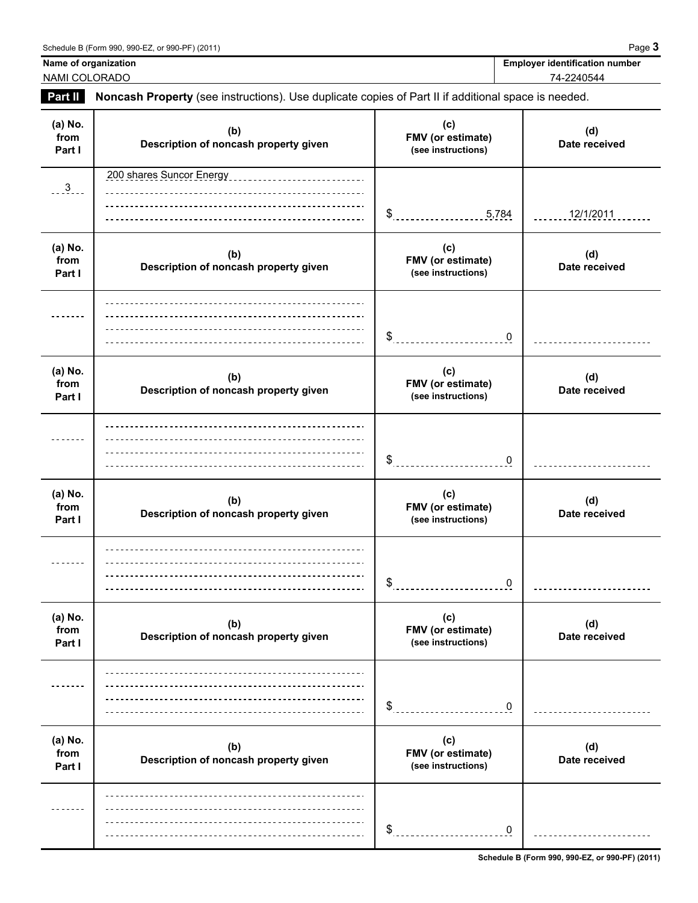Schedule B (Form 990, 990-EZ, or 990-PF) (2011) Page **3**

| Name of organization | Employer identification number |
|---|---|
| NAMI COLORADO | 74-2240544 |

**Part II** **Noncash Property** (see instructions). Use duplicate copies of Part II if additional space is needed.

| (a) No. from Part I | (b) Description of noncash property given | (c) FMV (or estimate) (see instructions) | (d) Date received |
|---|---|---|---|
| 3 | 200 shares Suncor Energy | $ 5,784 | 12/1/2011 |

| (a) No. from Part I | (b) Description of noncash property given | (c) FMV (or estimate) (see instructions) | (d) Date received |
|---|---|---|---|
| | | $ 0 | |

| (a) No. from Part I | (b) Description of noncash property given | (c) FMV (or estimate) (see instructions) | (d) Date received |
|---|---|---|---|
| | | $ 0 | |

| (a) No. from Part I | (b) Description of noncash property given | (c) FMV (or estimate) (see instructions) | (d) Date received |
|---|---|---|---|
| | | $ 0 | |

| (a) No. from Part I | (b) Description of noncash property given | (c) FMV (or estimate) (see instructions) | (d) Date received |
|---|---|---|---|
| | | $ 0 | |

| (a) No. from Part I | (b) Description of noncash property given | (c) FMV (or estimate) (see instructions) | (d) Date received |
|---|---|---|---|
| | | $ 0 | |

Schedule B (Form 990, 990-EZ, or 990-PF) (2011)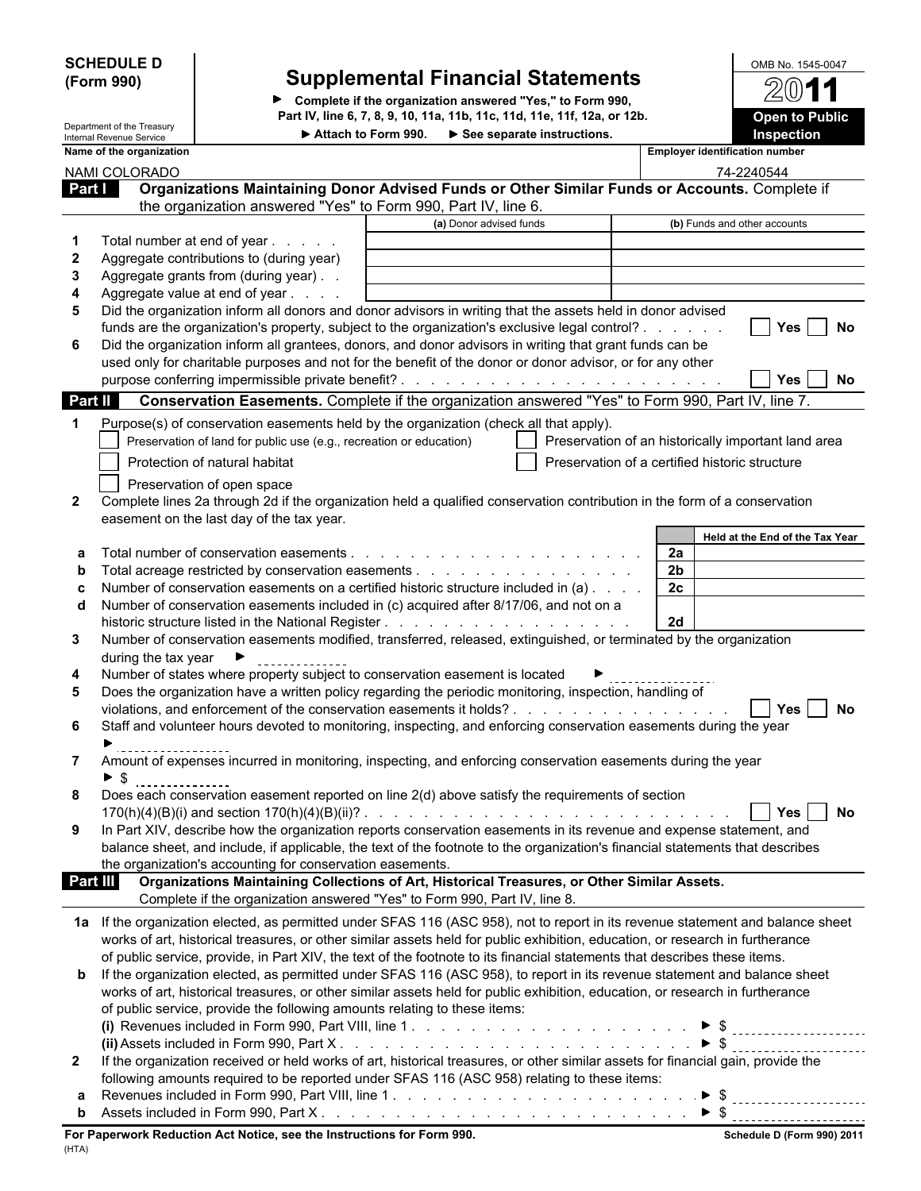**SCHEDULE D (Form 990)**

Department of the Treasury
Internal Revenue Service

# Supplemental Financial Statements

▶ Complete if the organization answered "Yes," to Form 990, Part IV, line 6, 7, 8, 9, 10, 11a, 11b, 11c, 11d, 11e, 11f, 12a, or 12b.

▶ Attach to Form 990. ▶ See separate instructions.

OMB No. 1545-0047

**2011**

**Open to Public Inspection**

Name of the organization: NAMI COLORADO

Employer identification number: 74-2240544

## Part I Organizations Maintaining Donor Advised Funds or Other Similar Funds or Accounts.
Complete if the organization answered "Yes" to Form 990, Part IV, line 6.

| | | (a) Donor advised funds | (b) Funds and other accounts |
|---|---|---|---|
| 1 | Total number at end of year | | |
| 2 | Aggregate contributions to (during year) | | |
| 3 | Aggregate grants from (during year) | | |
| 4 | Aggregate value at end of year | | |

5 Did the organization inform all donors and donor advisors in writing that the assets held in donor advised funds are the organization's property, subject to the organization's exclusive legal control? ☐ Yes ☐ No

6 Did the organization inform all grantees, donors, and donor advisors in writing that grant funds can be used only for charitable purposes and not for the benefit of the donor or donor advisor, or for any other purpose conferring impermissible private benefit? ☐ Yes ☐ No

## Part II Conservation Easements.
Complete if the organization answered "Yes" to Form 990, Part IV, line 7.

1 Purpose(s) of conservation easements held by the organization (check all that apply).

- ☐ Preservation of land for public use (e.g., recreation or education)
- ☐ Preservation of an historically important land area
- ☐ Protection of natural habitat
- ☐ Preservation of a certified historic structure
- ☐ Preservation of open space

2 Complete lines 2a through 2d if the organization held a qualified conservation contribution in the form of a conservation easement on the last day of the tax year.

| | | | Held at the End of the Tax Year |
|---|---|---|---|
| a | Total number of conservation easements | 2a | |
| b | Total acreage restricted by conservation easements | 2b | |
| c | Number of conservation easements on a certified historic structure included in (a) | 2c | |
| d | Number of conservation easements included in (c) acquired after 8/17/06, and not on a historic structure listed in the National Register | 2d | |

3 Number of conservation easements modified, transferred, released, extinguished, or terminated by the organization during the tax year ▶

4 Number of states where property subject to conservation easement is located ▶

5 Does the organization have a written policy regarding the periodic monitoring, inspection, handling of violations, and enforcement of the conservation easements it holds? ☐ Yes ☐ No

6 Staff and volunteer hours devoted to monitoring, inspecting, and enforcing conservation easements during the year ▶

7 Amount of expenses incurred in monitoring, inspecting, and enforcing conservation easements during the year ▶ $

8 Does each conservation easement reported on line 2(d) above satisfy the requirements of section 170(h)(4)(B)(i) and section 170(h)(4)(B)(ii)? ☐ Yes ☐ No

9 In Part XIV, describe how the organization reports conservation easements in its revenue and expense statement, and balance sheet, and include, if applicable, the text of the footnote to the organization's financial statements that describes the organization's accounting for conservation easements.

## Part III Organizations Maintaining Collections of Art, Historical Treasures, or Other Similar Assets.
Complete if the organization answered "Yes" to Form 990, Part IV, line 8.

1a If the organization elected, as permitted under SFAS 116 (ASC 958), not to report in its revenue statement and balance sheet works of art, historical treasures, or other similar assets held for public exhibition, education, or research in furtherance of public service, provide, in Part XIV, the text of the footnote to its financial statements that describes these items.

b If the organization elected, as permitted under SFAS 116 (ASC 958), to report in its revenue statement and balance sheet works of art, historical treasures, or other similar assets held for public exhibition, education, or research in furtherance of public service, provide the following amounts relating to these items:

(i) Revenues included in Form 990, Part VIII, line 1 ▶ $

(ii) Assets included in Form 990, Part X ▶ $

2 If the organization received or held works of art, historical treasures, or other similar assets for financial gain, provide the following amounts required to be reported under SFAS 116 (ASC 958) relating to these items:

a Revenues included in Form 990, Part VIII, line 1 ▶ $

b Assets included in Form 990, Part X ▶ $

For Paperwork Reduction Act Notice, see the Instructions for Form 990.

(HTA) Schedule D (Form 990) 2011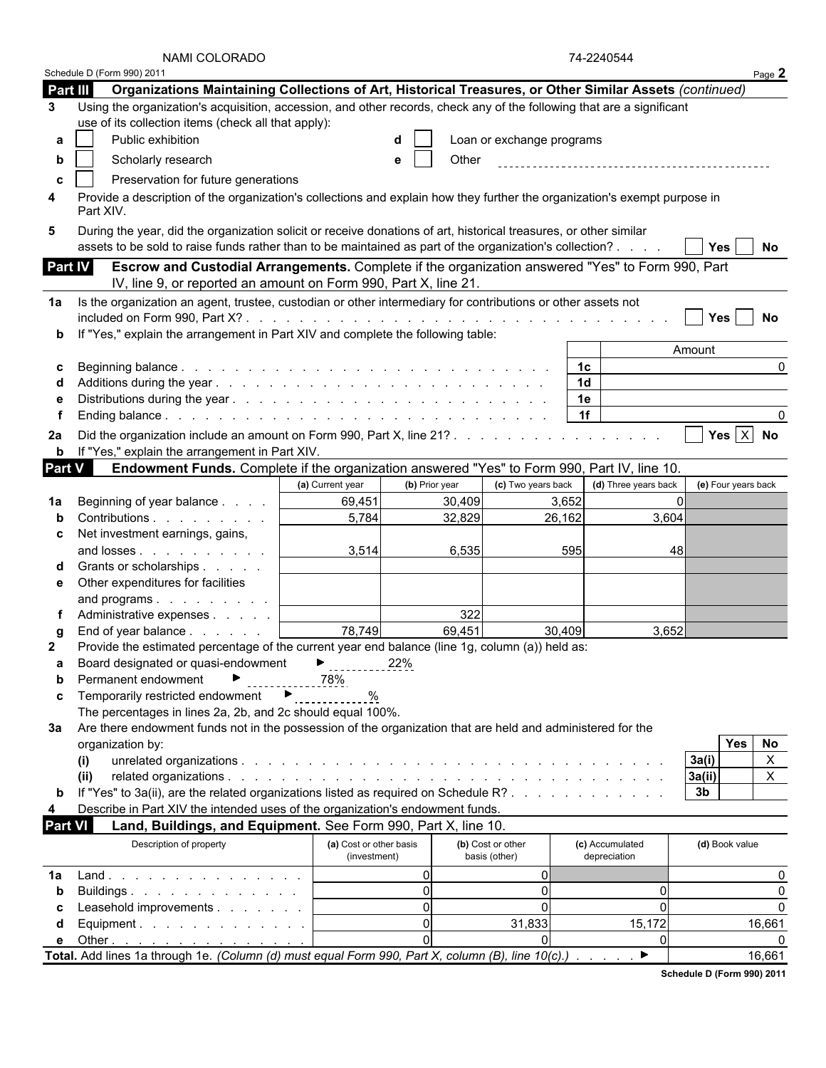NAMI COLORADO 74-2240544

Schedule D (Form 990) 2011 Page **2**

## Part III Organizations Maintaining Collections of Art, Historical Treasures, or Other Similar Assets *(continued)*

**3** Using the organization's acquisition, accession, and other records, check any of the following that are a significant use of its collection items (check all that apply):

- **a** ☐ Public exhibition
- **b** ☐ Scholarly research
- **c** ☐ Preservation for future generations
- **d** ☐ Loan or exchange programs
- **e** ☐ Other

**4** Provide a description of the organization's collections and explain how they further the organization's exempt purpose in Part XIV.

**5** During the year, did the organization solicit or receive donations of art, historical treasures, or other similar assets to be sold to raise funds rather than to be maintained as part of the organization's collection? . . . . ☐ Yes ☐ No

## Part IV Escrow and Custodial Arrangements.

Complete if the organization answered "Yes" to Form 990, Part IV, line 9, or reported an amount on Form 990, Part X, line 21.

**1a** Is the organization an agent, trustee, custodian or other intermediary for contributions or other assets not included on Form 990, Part X? . . . ☐ Yes ☐ No

**b** If "Yes," explain the arrangement in Part XIV and complete the following table:

| | | | Amount |
|---|---|---|---|
| **c** | Beginning balance | 1c | 0 |
| **d** | Additions during the year | 1d | |
| **e** | Distributions during the year | 1e | |
| **f** | Ending balance | 1f | 0 |

**2a** Did the organization include an amount on Form 990, Part X, line 21? . . . ☐ Yes ☒ No

**b** If "Yes," explain the arrangement in Part XIV.

## Part V Endowment Funds.

Complete if the organization answered "Yes" to Form 990, Part IV, line 10.

| | | (a) Current year | (b) Prior year | (c) Two years back | (d) Three years back | (e) Four years back |
|---|---|---|---|---|---|---|
| **1a** | Beginning of year balance | 69,451 | 30,409 | 3,652 | 0 | |
| **b** | Contributions | 5,784 | 32,829 | 26,162 | 3,604 | |
| **c** | Net investment earnings, gains, and losses | 3,514 | 6,535 | 595 | 48 | |
| **d** | Grants or scholarships | | | | | |
| **e** | Other expenditures for facilities and programs | | | | | |
| **f** | Administrative expenses | | 322 | | | |
| **g** | End of year balance | 78,749 | 69,451 | 30,409 | 3,652 | |

**2** Provide the estimated percentage of the current year end balance (line 1g, column (a)) held as:

- **a** Board designated or quasi-endowment ► 22%
- **b** Permanent endowment ► 78%
- **c** Temporarily restricted endowment ► %

The percentages in lines 2a, 2b, and 2c should equal 100%.

**3a** Are there endowment funds not in the possession of the organization that are held and administered for the organization by:

| | | | Yes | No |
|---|---|---|---|---|
| (i) | unrelated organizations | 3a(i) | | X |
| (ii) | related organizations | 3a(ii) | | X |
| **b** | If "Yes" to 3a(ii), are the related organizations listed as required on Schedule R? | 3b | | |

**4** Describe in Part XIV the intended uses of the organization's endowment funds.

## Part VI Land, Buildings, and Equipment.

See Form 990, Part X, line 10.

| | Description of property | (a) Cost or other basis (investment) | (b) Cost or other basis (other) | (c) Accumulated depreciation | (d) Book value |
|---|---|---|---|---|---|
| **1a** | Land | 0 | 0 | | 0 |
| **b** | Buildings | 0 | 0 | 0 | 0 |
| **c** | Leasehold improvements | 0 | 0 | 0 | 0 |
| **d** | Equipment | 0 | 31,833 | 15,172 | 16,661 |
| **e** | Other | 0 | 0 | 0 | 0 |
| **Total.** | Add lines 1a through 1e. *(Column (d) must equal Form 990, Part X, column (B), line 10(c).)* ► | | | | 16,661 |

Schedule D (Form 990) 2011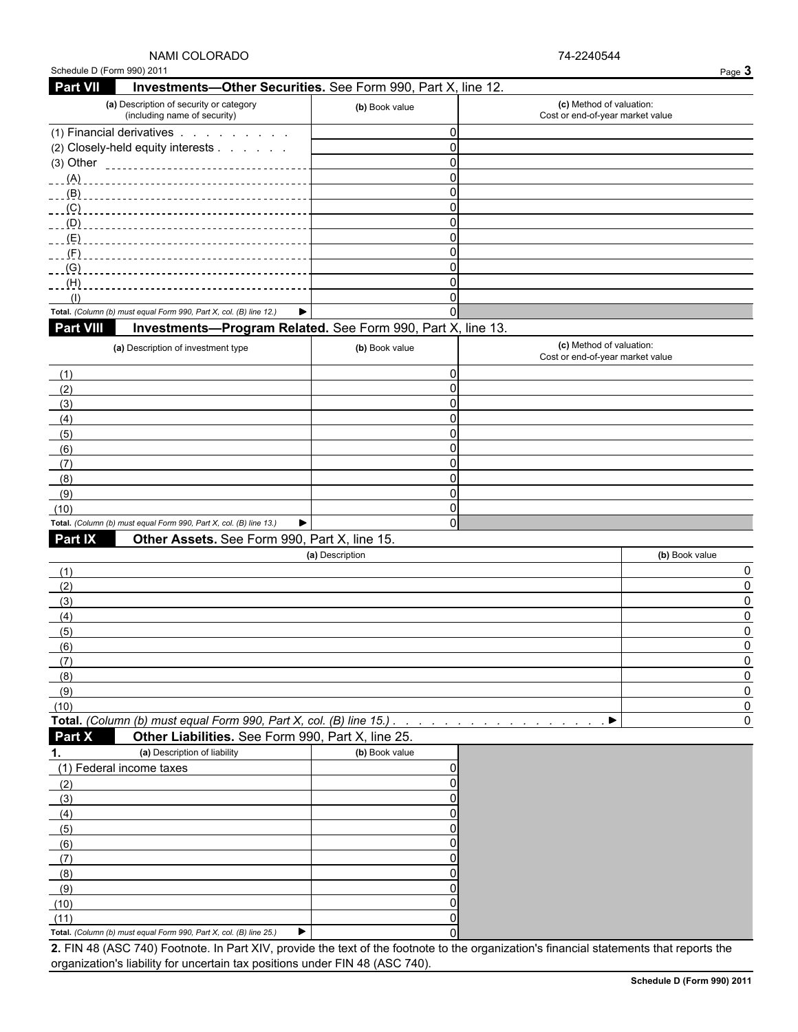NAMI COLORADO 74-2240544

Schedule D (Form 990) 2011

## Part VII Investments—Other Securities. See Form 990, Part X, line 12.

| (a) Description of security or category (including name of security) | (b) Book value | (c) Method of valuation: Cost or end-of-year market value |
|---|---|---|
| (1) Financial derivatives | 0 | |
| (2) Closely-held equity interests | 0 | |
| (3) Other | 0 | |
| (A) | 0 | |
| (B) | 0 | |
| (C) | 0 | |
| (D) | 0 | |
| (E) | 0 | |
| (F) | 0 | |
| (G) | 0 | |
| (H) | 0 | |
| (I) | 0 | |
| **Total.** *(Column (b) must equal Form 990, Part X, col. (B) line 12.)* ▶ | 0 | |

## Part VIII Investments—Program Related. See Form 990, Part X, line 13.

| (a) Description of investment type | (b) Book value | (c) Method of valuation: Cost or end-of-year market value |
|---|---|---|
| (1) | 0 | |
| (2) | 0 | |
| (3) | 0 | |
| (4) | 0 | |
| (5) | 0 | |
| (6) | 0 | |
| (7) | 0 | |
| (8) | 0 | |
| (9) | 0 | |
| (10) | 0 | |
| **Total.** *(Column (b) must equal Form 990, Part X, col. (B) line 13.)* ▶ | 0 | |

## Part IX Other Assets. See Form 990, Part X, line 15.

| (a) Description | (b) Book value |
|---|---|
| (1) | 0 |
| (2) | 0 |
| (3) | 0 |
| (4) | 0 |
| (5) | 0 |
| (6) | 0 |
| (7) | 0 |
| (8) | 0 |
| (9) | 0 |
| (10) | 0 |
| **Total.** *(Column (b) must equal Form 990, Part X, col. (B) line 15.)* ▶ | 0 |

## Part X Other Liabilities. See Form 990, Part X, line 25.

| 1. (a) Description of liability | (b) Book value |
|---|---|
| (1) Federal income taxes | 0 |
| (2) | 0 |
| (3) | 0 |
| (4) | 0 |
| (5) | 0 |
| (6) | 0 |
| (7) | 0 |
| (8) | 0 |
| (9) | 0 |
| (10) | 0 |
| (11) | 0 |
| **Total.** *(Column (b) must equal Form 990, Part X, col. (B) line 25.)* ▶ | 0 |

**2.** FIN 48 (ASC 740) Footnote. In Part XIV, provide the text of the footnote to the organization's financial statements that reports the organization's liability for uncertain tax positions under FIN 48 (ASC 740).

**Schedule D (Form 990) 2011**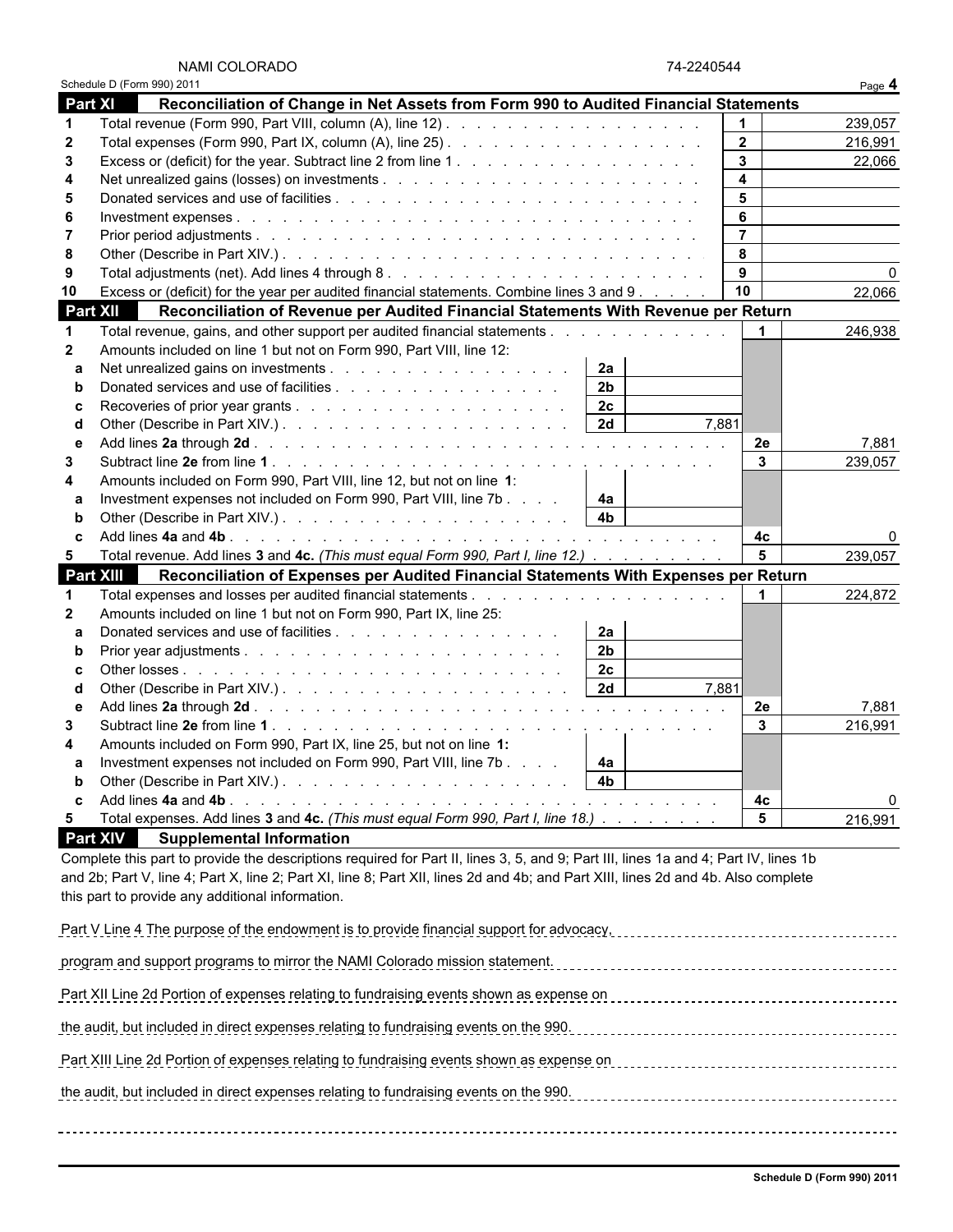NAMI COLORADO 74-2240544

Schedule D (Form 990) 2011 Page **4**

## Part XI Reconciliation of Change in Net Assets from Form 990 to Audited Financial Statements

| | | | |
|---|---|---|---|
| 1 | Total revenue (Form 990, Part VIII, column (A), line 12) | 1 | 239,057 |
| 2 | Total expenses (Form 990, Part IX, column (A), line 25) | 2 | 216,991 |
| 3 | Excess or (deficit) for the year. Subtract line 2 from line 1 | 3 | 22,066 |
| 4 | Net unrealized gains (losses) on investments | 4 | |
| 5 | Donated services and use of facilities | 5 | |
| 6 | Investment expenses | 6 | |
| 7 | Prior period adjustments | 7 | |
| 8 | Other (Describe in Part XIV.) | 8 | |
| 9 | Total adjustments (net). Add lines 4 through 8 | 9 | 0 |
| 10 | Excess or (deficit) for the year per audited financial statements. Combine lines 3 and 9 | 10 | 22,066 |

## Part XII Reconciliation of Revenue per Audited Financial Statements With Revenue per Return

| | | | | | |
|---|---|---|---|---|---|
| 1 | Total revenue, gains, and other support per audited financial statements | | | 1 | 246,938 |
| 2 | Amounts included on line 1 but not on Form 990, Part VIII, line 12: | | | | |
| a | Net unrealized gains on investments | 2a | | | |
| b | Donated services and use of facilities | 2b | | | |
| c | Recoveries of prior year grants | 2c | | | |
| d | Other (Describe in Part XIV.) | 2d | 7,881 | | |
| e | Add lines **2a** through **2d** | | | 2e | 7,881 |
| 3 | Subtract line **2e** from line **1** | | | 3 | 239,057 |
| 4 | Amounts included on Form 990, Part VIII, line 12, but not on line **1**: | | | | |
| a | Investment expenses not included on Form 990, Part VIII, line 7b | 4a | | | |
| b | Other (Describe in Part XIV.) | 4b | | | |
| c | Add lines **4a** and **4b** | | | 4c | 0 |
| 5 | Total revenue. Add lines **3** and **4c.** *(This must equal Form 990, Part I, line 12.)* | | | 5 | 239,057 |

## Part XIII Reconciliation of Expenses per Audited Financial Statements With Expenses per Return

| | | | | | |
|---|---|---|---|---|---|
| 1 | Total expenses and losses per audited financial statements | | | 1 | 224,872 |
| 2 | Amounts included on line 1 but not on Form 990, Part IX, line 25: | | | | |
| a | Donated services and use of facilities | 2a | | | |
| b | Prior year adjustments | 2b | | | |
| c | Other losses | 2c | | | |
| d | Other (Describe in Part XIV.) | 2d | 7,881 | | |
| e | Add lines **2a** through **2d** | | | 2e | 7,881 |
| 3 | Subtract line **2e** from line **1** | | | 3 | 216,991 |
| 4 | Amounts included on Form 990, Part IX, line 25, but not on line **1:** | | | | |
| a | Investment expenses not included on Form 990, Part VIII, line 7b | 4a | | | |
| b | Other (Describe in Part XIV.) | 4b | | | |
| c | Add lines **4a** and **4b** | | | 4c | 0 |
| 5 | Total expenses. Add lines **3** and **4c.** *(This must equal Form 990, Part I, line 18.)* | | | 5 | 216,991 |

## Part XIV Supplemental Information

Complete this part to provide the descriptions required for Part II, lines 3, 5, and 9; Part III, lines 1a and 4; Part IV, lines 1b and 2b; Part V, line 4; Part X, line 2; Part XI, line 8; Part XII, lines 2d and 4b; and Part XIII, lines 2d and 4b. Also complete this part to provide any additional information.

Part V Line 4 The purpose of the endowment is to provide financial support for advocacy, program and support programs to mirror the NAMI Colorado mission statement.

Part XII Line 2d Portion of expenses relating to fundraising events shown as expense on the audit, but included in direct expenses relating to fundraising events on the 990.

Part XIII Line 2d Portion of expenses relating to fundraising events shown as expense on the audit, but included in direct expenses relating to fundraising events on the 990.

Schedule D (Form 990) 2011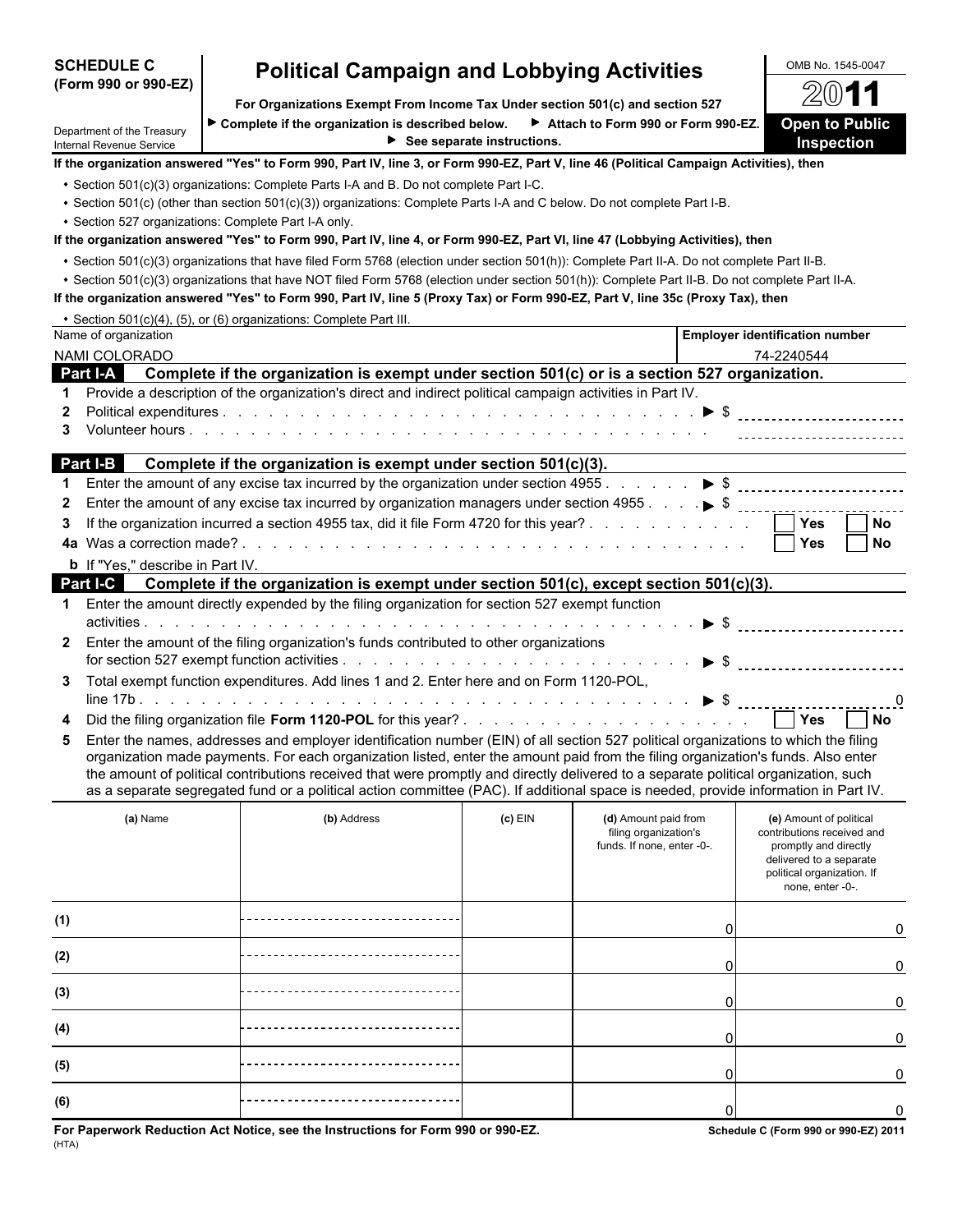**SCHEDULE C (Form 990 or 990-EZ)**

# Political Campaign and Lobbying Activities

**For Organizations Exempt From Income Tax Under section 501(c) and section 527**

▶ Complete if the organization is described below. ▶ Attach to Form 990 or Form 990-EZ. ▶ See separate instructions.

Department of the Treasury
Internal Revenue Service

OMB No. 1545-0047

**2011**

**Open to Public Inspection**

**If the organization answered "Yes" to Form 990, Part IV, line 3, or Form 990-EZ, Part V, line 46 (Political Campaign Activities), then**

- Section 501(c)(3) organizations: Complete Parts I-A and B. Do not complete Part I-C.
- Section 501(c) (other than section 501(c)(3)) organizations: Complete Parts I-A and C below. Do not complete Part I-B.
- Section 527 organizations: Complete Part I-A only.

**If the organization answered "Yes" to Form 990, Part IV, line 4, or Form 990-EZ, Part VI, line 47 (Lobbying Activities), then**

- Section 501(c)(3) organizations that have filed Form 5768 (election under section 501(h)): Complete Part II-A. Do not complete Part II-B.
- Section 501(c)(3) organizations that have NOT filed Form 5768 (election under section 501(h)): Complete Part II-B. Do not complete Part II-A.

**If the organization answered "Yes" to Form 990, Part IV, line 5 (Proxy Tax) or Form 990-EZ, Part V, line 35c (Proxy Tax), then**

- Section 501(c)(4), (5), or (6) organizations: Complete Part III.

| Name of organization | Employer identification number |
|---|---|
| NAMI COLORADO | 74-2240544 |

## Part I-A Complete if the organization is exempt under section 501(c) or is a section 527 organization.

1. Provide a description of the organization's direct and indirect political campaign activities in Part IV.
2. Political expenditures . . . ▶ $
3. Volunteer hours . . .

## Part I-B Complete if the organization is exempt under section 501(c)(3).

1. Enter the amount of any excise tax incurred by the organization under section 4955 . . . ▶ $
2. Enter the amount of any excise tax incurred by organization managers under section 4955 . . . ▶ $
3. If the organization incurred a section 4955 tax, did it file Form 4720 for this year? . . . ☐ Yes ☐ No

4a. Was a correction made? . . . ☐ Yes ☐ No

b. If "Yes," describe in Part IV.

## Part I-C Complete if the organization is exempt under section 501(c), except section 501(c)(3).

1. Enter the amount directly expended by the filing organization for section 527 exempt function activities . . . ▶ $
2. Enter the amount of the filing organization's funds contributed to other organizations for section 527 exempt function activities . . . ▶ $
3. Total exempt function expenditures. Add lines 1 and 2. Enter here and on Form 1120-POL, line 17b . . . ▶ $ 0
4. Did the filing organization file **Form 1120-POL** for this year? . . . ☐ Yes ☐ No
5. Enter the names, addresses and employer identification number (EIN) of all section 527 political organizations to which the filing organization made payments. For each organization listed, enter the amount paid from the filing organization's funds. Also enter the amount of political contributions received that were promptly and directly delivered to a separate political organization, such as a separate segregated fund or a political action committee (PAC). If additional space is needed, provide information in Part IV.

| | (a) Name | (b) Address | (c) EIN | (d) Amount paid from filing organization's funds. If none, enter -0-. | (e) Amount of political contributions received and promptly and directly delivered to a separate political organization. If none, enter -0-. |
|---|---|---|---|---|---|
| (1) | | | | 0 | 0 |
| (2) | | | | 0 | 0 |
| (3) | | | | 0 | 0 |
| (4) | | | | 0 | 0 |
| (5) | | | | 0 | 0 |
| (6) | | | | 0 | 0 |

**For Paperwork Reduction Act Notice, see the Instructions for Form 990 or 990-EZ.** **Schedule C (Form 990 or 990-EZ) 2011**

(HTA)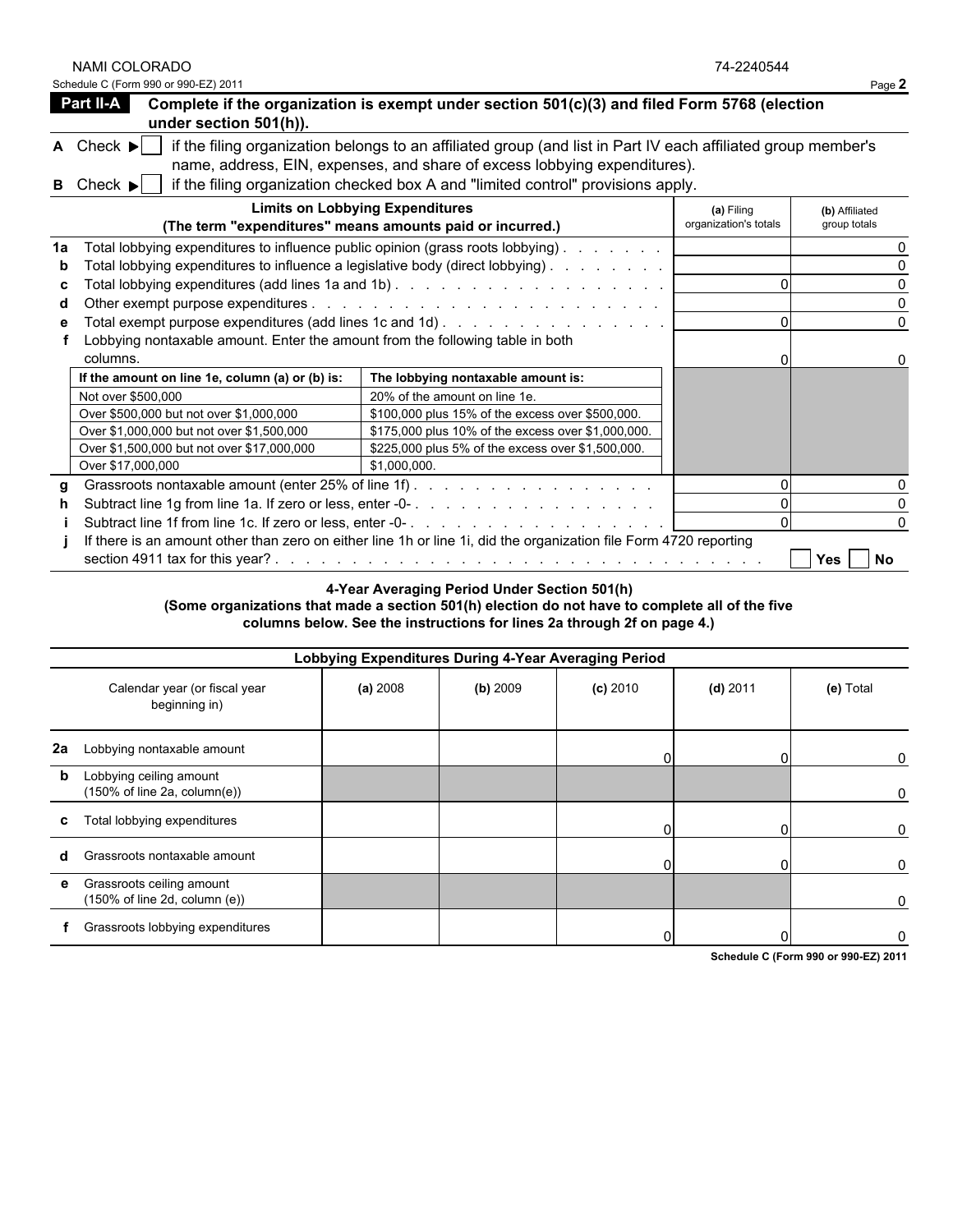NAMI COLORADO 74-2240544

Schedule C (Form 990 or 990-EZ) 2011

**Part II-A** **Complete if the organization is exempt under section 501(c)(3) and filed Form 5768 (election under section 501(h)).**

**A** Check ▶ ☐ if the filing organization belongs to an affiliated group (and list in Part IV each affiliated group member's name, address, EIN, expenses, and share of excess lobbying expenditures).

**B** Check ▶ ☐ if the filing organization checked box A and "limited control" provisions apply.

| | Limits on Lobbying Expenditures (The term "expenditures" means amounts paid or incurred.) | (a) Filing organization's totals | (b) Affiliated group totals |
|---|---|---|---|
| 1a | Total lobbying expenditures to influence public opinion (grass roots lobbying) | | 0 |
| b | Total lobbying expenditures to influence a legislative body (direct lobbying) | | 0 |
| c | Total lobbying expenditures (add lines 1a and 1b) | 0 | 0 |
| d | Other exempt purpose expenditures | | 0 |
| e | Total exempt purpose expenditures (add lines 1c and 1d) | 0 | 0 |
| f | Lobbying nontaxable amount. Enter the amount from the following table in both columns. | 0 | 0 |

| If the amount on line 1e, column (a) or (b) is: | The lobbying nontaxable amount is: |
|---|---|
| Not over $500,000 | 20% of the amount on line 1e. |
| Over $500,000 but not over $1,000,000 | $100,000 plus 15% of the excess over $500,000. |
| Over $1,000,000 but not over $1,500,000 | $175,000 plus 10% of the excess over $1,000,000. |
| Over $1,500,000 but not over $17,000,000 | $225,000 plus 5% of the excess over $1,500,000. |
| Over $17,000,000 | $1,000,000. |

| | | (a) Filing organization's totals | (b) Affiliated group totals |
|---|---|---|---|
| g | Grassroots nontaxable amount (enter 25% of line 1f) | 0 | 0 |
| h | Subtract line 1g from line 1a. If zero or less, enter -0- | 0 | 0 |
| i | Subtract line 1f from line 1c. If zero or less, enter -0- | 0 | 0 |
| j | If there is an amount other than zero on either line 1h or line 1i, did the organization file Form 4720 reporting section 4911 tax for this year? | ☐ Yes | ☐ No |

**4-Year Averaging Period Under Section 501(h)**
**(Some organizations that made a section 501(h) election do not have to complete all of the five columns below. See the instructions for lines 2a through 2f on page 4.)**

| Lobbying Expenditures During 4-Year Averaging Period | | | | | | |
|---|---|---|---|---|---|---|
| | Calendar year (or fiscal year beginning in) | (a) 2008 | (b) 2009 | (c) 2010 | (d) 2011 | (e) Total |
| 2a | Lobbying nontaxable amount | | | 0 | 0 | 0 |
| b | Lobbying ceiling amount (150% of line 2a, column(e)) | | | | | 0 |
| c | Total lobbying expenditures | | | 0 | 0 | 0 |
| d | Grassroots nontaxable amount | | | 0 | 0 | 0 |
| e | Grassroots ceiling amount (150% of line 2d, column (e)) | | | | | 0 |
| f | Grassroots lobbying expenditures | | | 0 | 0 | 0 |

Schedule C (Form 990 or 990-EZ) 2011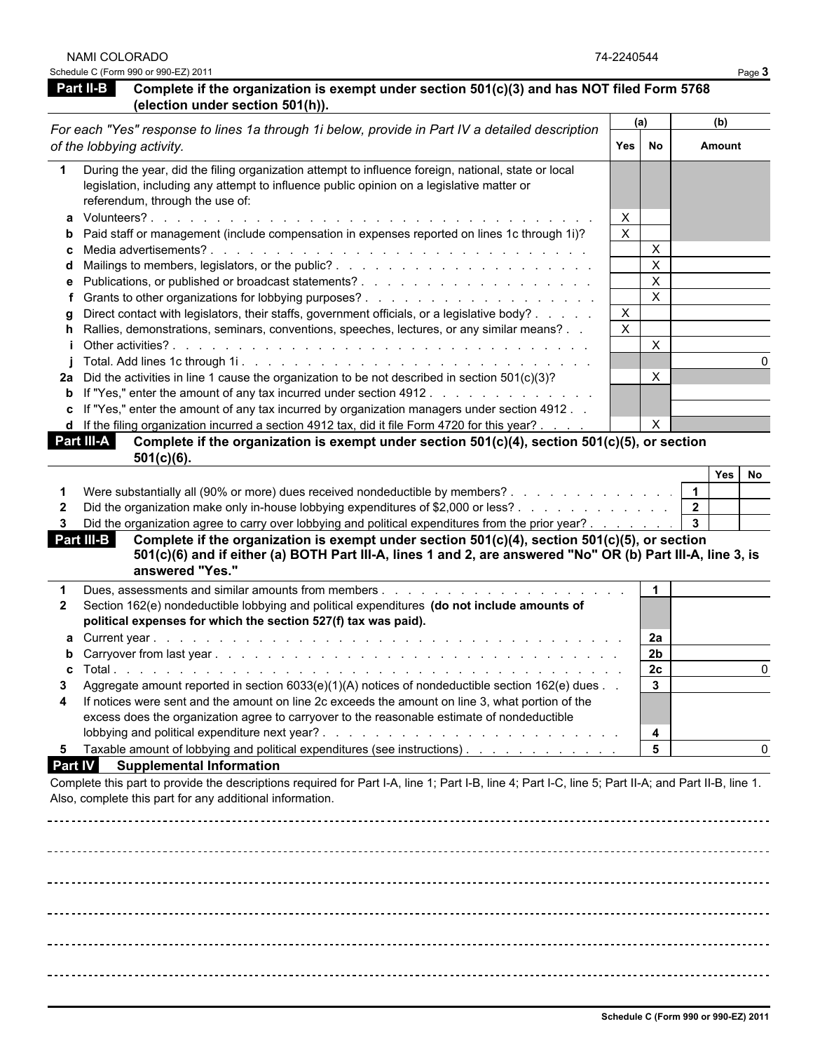NAMI COLORADO 74-2240544

Schedule C (Form 990 or 990-EZ) 2011

**Part II-B Complete if the organization is exempt under section 501(c)(3) and has NOT filed Form 5768 (election under section 501(h)).**

| *For each "Yes" response to lines 1a through 1i below, provide in Part IV a detailed description of the lobbying activity.* | (a) Yes | (a) No | (b) Amount |
|---|---|---|---|
| **1** During the year, did the filing organization attempt to influence foreign, national, state or local legislation, including any attempt to influence public opinion on a legislative matter or referendum, through the use of: | | | |
| **a** Volunteers? | X | | |
| **b** Paid staff or management (include compensation in expenses reported on lines 1c through 1i)? | X | | |
| **c** Media advertisements? | | X | |
| **d** Mailings to members, legislators, or the public? | | X | |
| **e** Publications, or published or broadcast statements? | | X | |
| **f** Grants to other organizations for lobbying purposes? | | X | |
| **g** Direct contact with legislators, their staffs, government officials, or a legislative body? | X | | |
| **h** Rallies, demonstrations, seminars, conventions, speeches, lectures, or any similar means? | X | | |
| **i** Other activities? | | X | |
| **j** Total. Add lines 1c through 1i | | | 0 |
| **2a** Did the activities in line 1 cause the organization to be not described in section 501(c)(3)? | | X | |
| **b** If "Yes," enter the amount of any tax incurred under section 4912 | | | |
| **c** If "Yes," enter the amount of any tax incurred by organization managers under section 4912 | | | |
| **d** If the filing organization incurred a section 4912 tax, did it file Form 4720 for this year? | | X | |

**Part III-A Complete if the organization is exempt under section 501(c)(4), section 501(c)(5), or section 501(c)(6).**

| | | Yes | No |
|---|---|---|---|
| **1** Were substantially all (90% or more) dues received nondeductible by members? | 1 | | |
| **2** Did the organization make only in-house lobbying expenditures of $2,000 or less? | 2 | | |
| **3** Did the organization agree to carry over lobbying and political expenditures from the prior year? | 3 | | |

**Part III-B Complete if the organization is exempt under section 501(c)(4), section 501(c)(5), or section 501(c)(6) and if either (a) BOTH Part III-A, lines 1 and 2, are answered "No" OR (b) Part III-A, line 3, is answered "Yes."**

| | | |
|---|---|---|
| **1** Dues, assessments and similar amounts from members | 1 | |
| **2** Section 162(e) nondeductible lobbying and political expenditures **(do not include amounts of political expenses for which the section 527(f) tax was paid).** | | |
| **a** Current year | 2a | |
| **b** Carryover from last year | 2b | |
| **c** Total | 2c | 0 |
| **3** Aggregate amount reported in section 6033(e)(1)(A) notices of nondeductible section 162(e) dues | 3 | |
| **4** If notices were sent and the amount on line 2c exceeds the amount on line 3, what portion of the excess does the organization agree to carryover to the reasonable estimate of nondeductible lobbying and political expenditure next year? | 4 | |
| **5** Taxable amount of lobbying and political expenditures (see instructions) | 5 | 0 |

**Part IV Supplemental Information**

Complete this part to provide the descriptions required for Part I-A, line 1; Part I-B, line 4; Part I-C, line 5; Part II-A; and Part II-B, line 1. Also, complete this part for any additional information.

Schedule C (Form 990 or 990-EZ) 2011